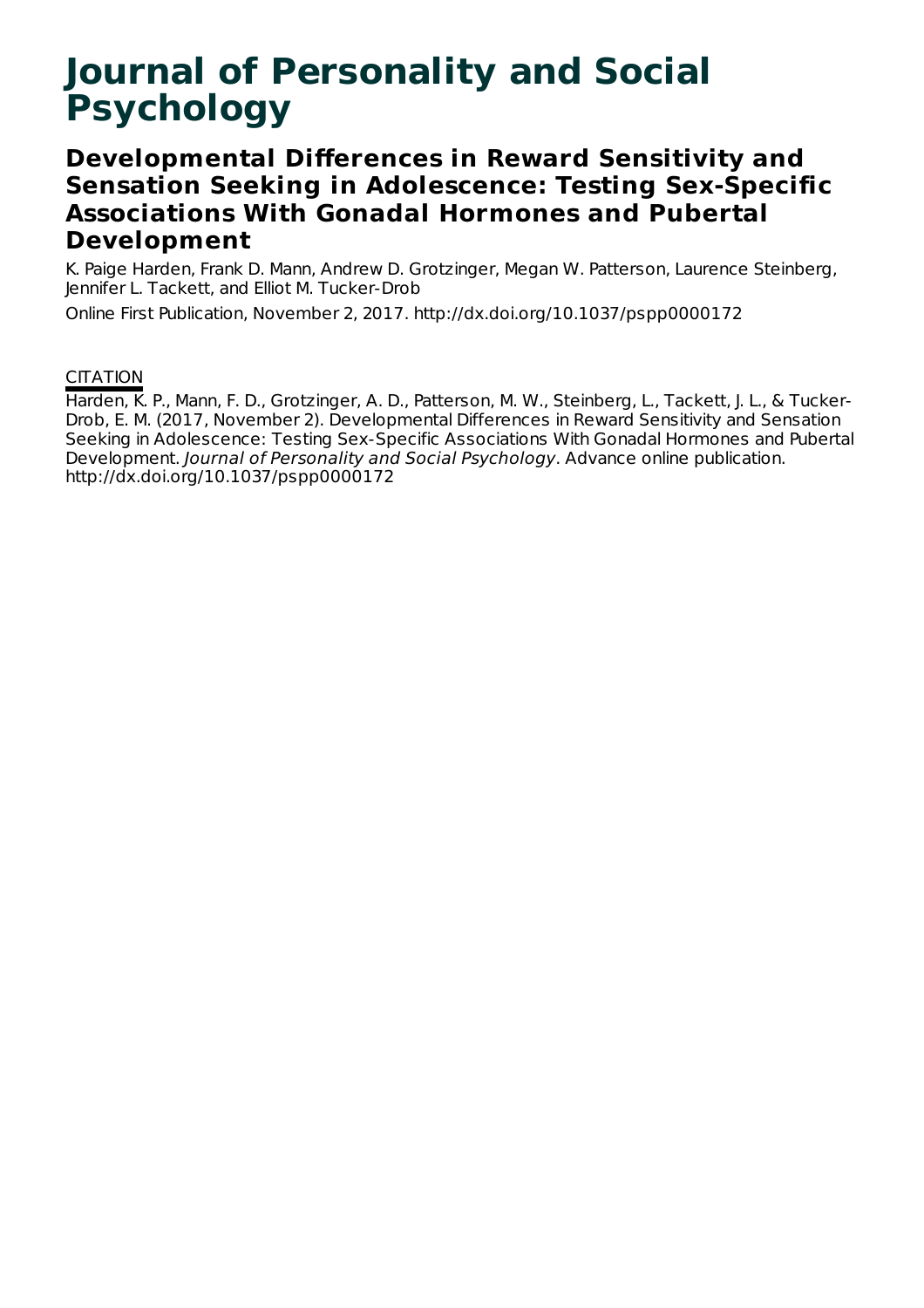# Journal of Personality and Social Psychology

## Developmental Differences in Reward Sensitivity and Sensation Seeking in Adolescence: Testing Sex-Specific Associations With Gonadal Hormones and Pubertal Development

K. Paige Harden, Frank D. Mann, Andrew D. Grotzinger, Megan W. Patterson, Laurence Steinberg, Jennifer L. Tackett, and Elliot M. Tucker-Drob

Online First Publication, November 2, 2017. http://dx.doi.org/10.1037/pspp0000172

CITATION

Harden, K. P., Mann, F. D., Grotzinger, A. D., Patterson, M. W., Steinberg, L., Tackett, J. L., & Tucker-Drob, E. M. (2017, November 2). Developmental Differences in Reward Sensitivity and Sensation Seeking in Adolescence: Testing Sex-Specific Associations With Gonadal Hormones and Pubertal Development. *Journal of Personality and Social Psychology*. Advance online publication. http://dx.doi.org/10.1037/pspp0000172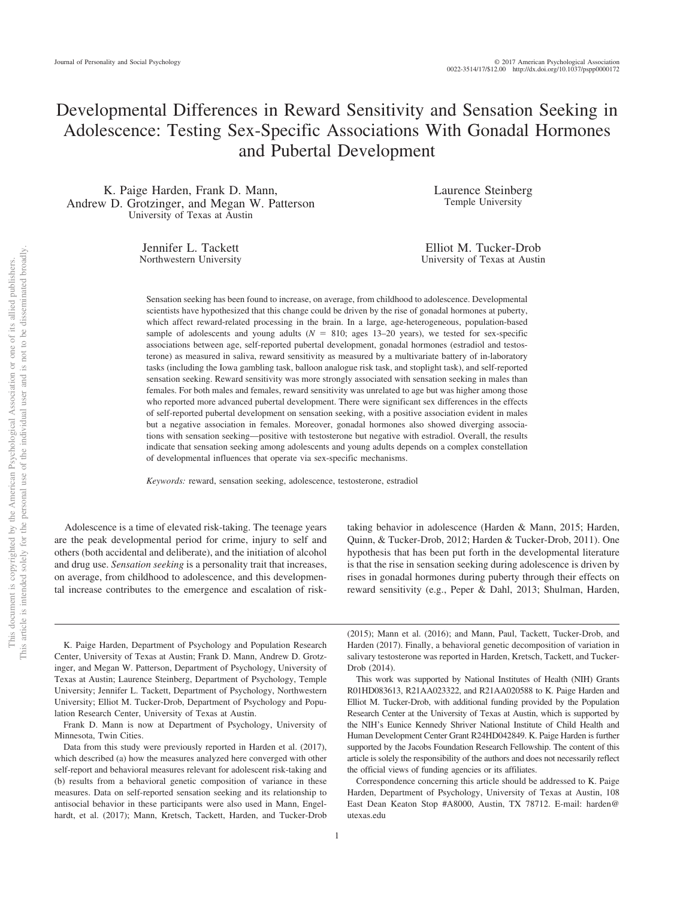# Developmental Differences in Reward Sensitivity and Sensation Seeking in Adolescence: Testing Sex-Specific Associations With Gonadal Hormones and Pubertal Development

K. Paige Harden, Frank D. Mann, Andrew D. Grotzinger, and Megan W. Patterson
University of Texas at Austin

Laurence Steinberg
Temple University

Jennifer L. Tackett
Northwestern University

Elliot M. Tucker-Drob
University of Texas at Austin

Sensation seeking has been found to increase, on average, from childhood to adolescence. Developmental scientists have hypothesized that this change could be driven by the rise of gonadal hormones at puberty, which affect reward-related processing in the brain. In a large, age-heterogeneous, population-based sample of adolescents and young adults ($N$ = 810; ages 13–20 years), we tested for sex-specific associations between age, self-reported pubertal development, gonadal hormones (estradiol and testosterone) as measured in saliva, reward sensitivity as measured by a multivariate battery of in-laboratory tasks (including the Iowa gambling task, balloon analogue risk task, and stoplight task), and self-reported sensation seeking. Reward sensitivity was more strongly associated with sensation seeking in males than females. For both males and females, reward sensitivity was unrelated to age but was higher among those who reported more advanced pubertal development. There were significant sex differences in the effects of self-reported pubertal development on sensation seeking, with a positive association evident in males but a negative association in females. Moreover, gonadal hormones also showed diverging associations with sensation seeking—positive with testosterone but negative with estradiol. Overall, the results indicate that sensation seeking among adolescents and young adults depends on a complex constellation of developmental influences that operate via sex-specific mechanisms.

*Keywords:* reward, sensation seeking, adolescence, testosterone, estradiol

Adolescence is a time of elevated risk-taking. The teenage years are the peak developmental period for crime, injury to self and others (both accidental and deliberate), and the initiation of alcohol and drug use. *Sensation seeking* is a personality trait that increases, on average, from childhood to adolescence, and this developmental increase contributes to the emergence and escalation of risk-taking behavior in adolescence (Harden & Mann, 2015; Harden, Quinn, & Tucker-Drob, 2012; Harden & Tucker-Drob, 2011). One hypothesis that has been put forth in the developmental literature is that the rise in sensation seeking during adolescence is driven by rises in gonadal hormones during puberty through their effects on reward sensitivity (e.g., Peper & Dahl, 2013; Shulman, Harden,

K. Paige Harden, Department of Psychology and Population Research Center, University of Texas at Austin; Frank D. Mann, Andrew D. Grotzinger, and Megan W. Patterson, Department of Psychology, University of Texas at Austin; Laurence Steinberg, Department of Psychology, Temple University; Jennifer L. Tackett, Department of Psychology, Northwestern University; Elliot M. Tucker-Drob, Department of Psychology and Population Research Center, University of Texas at Austin.

Frank D. Mann is now at Department of Psychology, University of Minnesota, Twin Cities.

Data from this study were previously reported in Harden et al. (2017), which described (a) how the measures analyzed here converged with other self-report and behavioral measures relevant for adolescent risk-taking and (b) results from a behavioral genetic composition of variance in these measures. Data on self-reported sensation seeking and its relationship to antisocial behavior in these participants were also used in Mann, Engelhardt, et al. (2017); Mann, Kretsch, Tackett, Harden, and Tucker-Drob (2015); Mann et al. (2016); and Mann, Paul, Tackett, Tucker-Drob, and Harden (2017). Finally, a behavioral genetic decomposition of variation in salivary testosterone was reported in Harden, Kretsch, Tackett, and Tucker-Drob (2014).

This work was supported by National Institutes of Health (NIH) Grants R01HD083613, R21AA023322, and R21AA020588 to K. Paige Harden and Elliot M. Tucker-Drob, with additional funding provided by the Population Research Center at the University of Texas at Austin, which is supported by the NIH's Eunice Kennedy Shriver National Institute of Child Health and Human Development Center Grant R24HD042849. K. Paige Harden is further supported by the Jacobs Foundation Research Fellowship. The content of this article is solely the responsibility of the authors and does not necessarily reflect the official views of funding agencies or its affiliates.

Correspondence concerning this article should be addressed to K. Paige Harden, Department of Psychology, University of Texas at Austin, 108 East Dean Keaton Stop #A8000, Austin, TX 78712. E-mail: harden@utexas.edu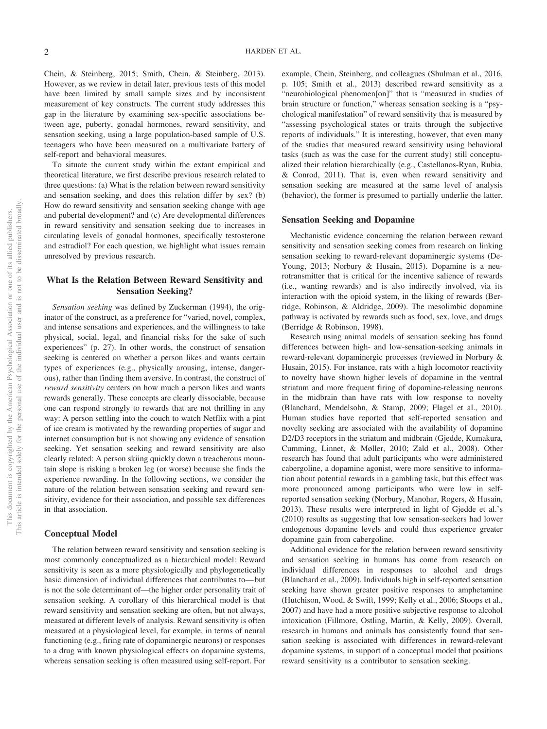Chein, & Steinberg, 2015; Smith, Chein, & Steinberg, 2013). However, as we review in detail later, previous tests of this model have been limited by small sample sizes and by inconsistent measurement of key constructs. The current study addresses this gap in the literature by examining sex-specific associations between age, puberty, gonadal hormones, reward sensitivity, and sensation seeking, using a large population-based sample of U.S. teenagers who have been measured on a multivariate battery of self-report and behavioral measures.

To situate the current study within the extant empirical and theoretical literature, we first describe previous research related to three questions: (a) What is the relation between reward sensitivity and sensation seeking, and does this relation differ by sex? (b) How do reward sensitivity and sensation seeking change with age and pubertal development? and (c) Are developmental differences in reward sensitivity and sensation seeking due to increases in circulating levels of gonadal hormones, specifically testosterone and estradiol? For each question, we highlight what issues remain unresolved by previous research.

## What Is the Relation Between Reward Sensitivity and Sensation Seeking?

*Sensation seeking* was defined by Zuckerman (1994), the originator of the construct, as a preference for "varied, novel, complex, and intense sensations and experiences, and the willingness to take physical, social, legal, and financial risks for the sake of such experiences" (p. 27). In other words, the construct of sensation seeking is centered on whether a person likes and wants certain types of experiences (e.g., physically arousing, intense, dangerous), rather than finding them aversive. In contrast, the construct of *reward sensitivity* centers on how much a person likes and wants rewards generally. These concepts are clearly dissociable, because one can respond strongly to rewards that are not thrilling in any way: A person settling into the couch to watch Netflix with a pint of ice cream is motivated by the rewarding properties of sugar and internet consumption but is not showing any evidence of sensation seeking. Yet sensation seeking and reward sensitivity are also clearly related: A person skiing quickly down a treacherous mountain slope is risking a broken leg (or worse) because she finds the experience rewarding. In the following sections, we consider the nature of the relation between sensation seeking and reward sensitivity, evidence for their association, and possible sex differences in that association.

### Conceptual Model

The relation between reward sensitivity and sensation seeking is most commonly conceptualized as a hierarchical model: Reward sensitivity is seen as a more physiologically and phylogenetically basic dimension of individual differences that contributes to—but is not the sole determinant of—the higher order personality trait of sensation seeking. A corollary of this hierarchical model is that reward sensitivity and sensation seeking are often, but not always, measured at different levels of analysis. Reward sensitivity is often measured at a physiological level, for example, in terms of neural functioning (e.g., firing rate of dopaminergic neurons) or responses to a drug with known physiological effects on dopamine systems, whereas sensation seeking is often measured using self-report. For example, Chein, Steinberg, and colleagues (Shulman et al., 2016, p. 105; Smith et al., 2013) described reward sensitivity as a "neurobiological phenomen[on]" that is "measured in studies of brain structure or function," whereas sensation seeking is a "psychological manifestation" of reward sensitivity that is measured by "assessing psychological states or traits through the subjective reports of individuals." It is interesting, however, that even many of the studies that measured reward sensitivity using behavioral tasks (such as was the case for the current study) still conceptualized their relation hierarchically (e.g., Castellanos-Ryan, Rubia, & Conrod, 2011). That is, even when reward sensitivity and sensation seeking are measured at the same level of analysis (behavior), the former is presumed to partially underlie the latter.

### Sensation Seeking and Dopamine

Mechanistic evidence concerning the relation between reward sensitivity and sensation seeking comes from research on linking sensation seeking to reward-relevant dopaminergic systems (DeYoung, 2013; Norbury & Husain, 2015). Dopamine is a neurotransmitter that is critical for the incentive salience of rewards (i.e., wanting rewards) and is also indirectly involved, via its interaction with the opioid system, in the liking of rewards (Berridge, Robinson, & Aldridge, 2009). The mesolimbic dopamine pathway is activated by rewards such as food, sex, love, and drugs (Berridge & Robinson, 1998).

Research using animal models of sensation seeking has found differences between high- and low-sensation-seeking animals in reward-relevant dopaminergic processes (reviewed in Norbury & Husain, 2015). For instance, rats with a high locomotor reactivity to novelty have shown higher levels of dopamine in the ventral striatum and more frequent firing of dopamine-releasing neurons in the midbrain than have rats with low response to novelty (Blanchard, Mendelsohn, & Stamp, 2009; Flagel et al., 2010). Human studies have reported that self-reported sensation and novelty seeking are associated with the availability of dopamine D2/D3 receptors in the striatum and midbrain (Gjedde, Kumakura, Cumming, Linnet, & Møller, 2010; Zald et al., 2008). Other research has found that adult participants who were administered cabergoline, a dopamine agonist, were more sensitive to information about potential rewards in a gambling task, but this effect was more pronounced among participants who were low in self-reported sensation seeking (Norbury, Manohar, Rogers, & Husain, 2013). These results were interpreted in light of Gjedde et al.'s (2010) results as suggesting that low sensation-seekers had lower endogenous dopamine levels and could thus experience greater dopamine gain from cabergoline.

Additional evidence for the relation between reward sensitivity and sensation seeking in humans has come from research on individual differences in responses to alcohol and drugs (Blanchard et al., 2009). Individuals high in self-reported sensation seeking have shown greater positive responses to amphetamine (Hutchison, Wood, & Swift, 1999; Kelly et al., 2006; Stoops et al., 2007) and have had a more positive subjective response to alcohol intoxication (Fillmore, Ostling, Martin, & Kelly, 2009). Overall, research in humans and animals has consistently found that sensation seeking is associated with differences in reward-relevant dopamine systems, in support of a conceptual model that positions reward sensitivity as a contributor to sensation seeking.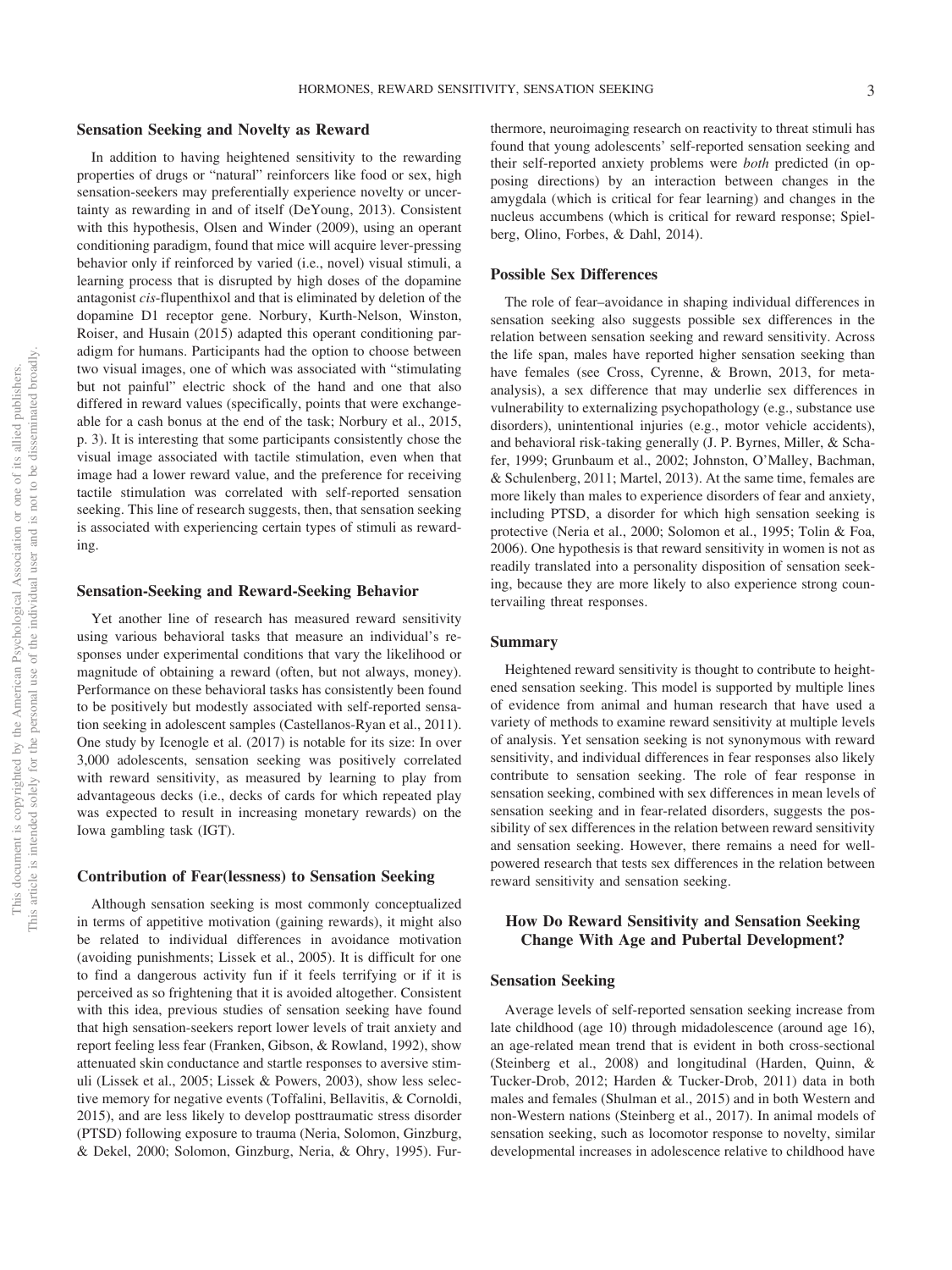### Sensation Seeking and Novelty as Reward

In addition to having heightened sensitivity to the rewarding properties of drugs or "natural" reinforcers like food or sex, high sensation-seekers may preferentially experience novelty or uncertainty as rewarding in and of itself (DeYoung, 2013). Consistent with this hypothesis, Olsen and Winder (2009), using an operant conditioning paradigm, found that mice will acquire lever-pressing behavior only if reinforced by varied (i.e., novel) visual stimuli, a learning process that is disrupted by high doses of the dopamine antagonist *cis*-flupenthixol and that is eliminated by deletion of the dopamine D1 receptor gene. Norbury, Kurth-Nelson, Winston, Roiser, and Husain (2015) adapted this operant conditioning paradigm for humans. Participants had the option to choose between two visual images, one of which was associated with "stimulating but not painful" electric shock of the hand and one that also differed in reward values (specifically, points that were exchangeable for a cash bonus at the end of the task; Norbury et al., 2015, p. 3). It is interesting that some participants consistently chose the visual image associated with tactile stimulation, even when that image had a lower reward value, and the preference for receiving tactile stimulation was correlated with self-reported sensation seeking. This line of research suggests, then, that sensation seeking is associated with experiencing certain types of stimuli as rewarding.

### Sensation-Seeking and Reward-Seeking Behavior

Yet another line of research has measured reward sensitivity using various behavioral tasks that measure an individual's responses under experimental conditions that vary the likelihood or magnitude of obtaining a reward (often, but not always, money). Performance on these behavioral tasks has consistently been found to be positively but modestly associated with self-reported sensation seeking in adolescent samples (Castellanos-Ryan et al., 2011). One study by Icenogle et al. (2017) is notable for its size: In over 3,000 adolescents, sensation seeking was positively correlated with reward sensitivity, as measured by learning to play from advantageous decks (i.e., decks of cards for which repeated play was expected to result in increasing monetary rewards) on the Iowa gambling task (IGT).

### Contribution of Fear(lessness) to Sensation Seeking

Although sensation seeking is most commonly conceptualized in terms of appetitive motivation (gaining rewards), it might also be related to individual differences in avoidance motivation (avoiding punishments; Lissek et al., 2005). It is difficult for one to find a dangerous activity fun if it feels terrifying or if it is perceived as so frightening that it is avoided altogether. Consistent with this idea, previous studies of sensation seeking have found that high sensation-seekers report lower levels of trait anxiety and report feeling less fear (Franken, Gibson, & Rowland, 1992), show attenuated skin conductance and startle responses to aversive stimuli (Lissek et al., 2005; Lissek & Powers, 2003), show less selective memory for negative events (Toffalini, Bellavitis, & Cornoldi, 2015), and are less likely to develop posttraumatic stress disorder (PTSD) following exposure to trauma (Neria, Solomon, Ginzburg, & Dekel, 2000; Solomon, Ginzburg, Neria, & Ohry, 1995). Furthermore, neuroimaging research on reactivity to threat stimuli has found that young adolescents' self-reported sensation seeking and their self-reported anxiety problems were *both* predicted (in opposing directions) by an interaction between changes in the amygdala (which is critical for fear learning) and changes in the nucleus accumbens (which is critical for reward response; Spielberg, Olino, Forbes, & Dahl, 2014).

### Possible Sex Differences

The role of fear–avoidance in shaping individual differences in sensation seeking also suggests possible sex differences in the relation between sensation seeking and reward sensitivity. Across the life span, males have reported higher sensation seeking than have females (see Cross, Cyrenne, & Brown, 2013, for meta-analysis), a sex difference that may underlie sex differences in vulnerability to externalizing psychopathology (e.g., substance use disorders), unintentional injuries (e.g., motor vehicle accidents), and behavioral risk-taking generally (J. P. Byrnes, Miller, & Schafer, 1999; Grunbaum et al., 2002; Johnston, O'Malley, Bachman, & Schulenberg, 2011; Martel, 2013). At the same time, females are more likely than males to experience disorders of fear and anxiety, including PTSD, a disorder for which high sensation seeking is protective (Neria et al., 2000; Solomon et al., 1995; Tolin & Foa, 2006). One hypothesis is that reward sensitivity in women is not as readily translated into a personality disposition of sensation seeking, because they are more likely to also experience strong countervailing threat responses.

### Summary

Heightened reward sensitivity is thought to contribute to heightened sensation seeking. This model is supported by multiple lines of evidence from animal and human research that have used a variety of methods to examine reward sensitivity at multiple levels of analysis. Yet sensation seeking is not synonymous with reward sensitivity, and individual differences in fear responses also likely contribute to sensation seeking. The role of fear response in sensation seeking, combined with sex differences in mean levels of sensation seeking and in fear-related disorders, suggests the possibility of sex differences in the relation between reward sensitivity and sensation seeking. However, there remains a need for well-powered research that tests sex differences in the relation between reward sensitivity and sensation seeking.

## How Do Reward Sensitivity and Sensation Seeking Change With Age and Pubertal Development?

### Sensation Seeking

Average levels of self-reported sensation seeking increase from late childhood (age 10) through midadolescence (around age 16), an age-related mean trend that is evident in both cross-sectional (Steinberg et al., 2008) and longitudinal (Harden, Quinn, & Tucker-Drob, 2012; Harden & Tucker-Drob, 2011) data in both males and females (Shulman et al., 2015) and in both Western and non-Western nations (Steinberg et al., 2017). In animal models of sensation seeking, such as locomotor response to novelty, similar developmental increases in adolescence relative to childhood have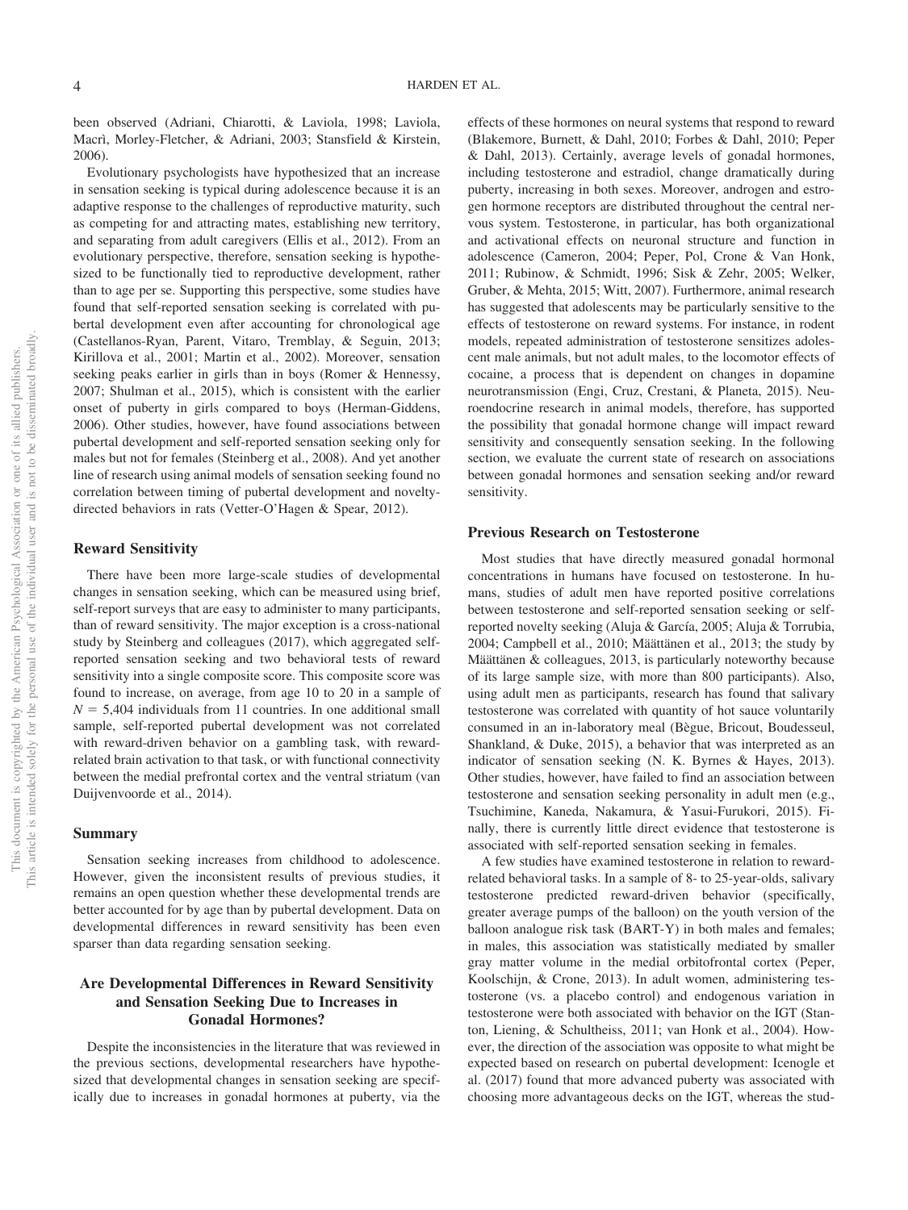been observed (Adriani, Chiarotti, & Laviola, 1998; Laviola, Macrì, Morley-Fletcher, & Adriani, 2003; Stansfield & Kirstein, 2006).

Evolutionary psychologists have hypothesized that an increase in sensation seeking is typical during adolescence because it is an adaptive response to the challenges of reproductive maturity, such as competing for and attracting mates, establishing new territory, and separating from adult caregivers (Ellis et al., 2012). From an evolutionary perspective, therefore, sensation seeking is hypothesized to be functionally tied to reproductive development, rather than to age per se. Supporting this perspective, some studies have found that self-reported sensation seeking is correlated with pubertal development even after accounting for chronological age (Castellanos-Ryan, Parent, Vitaro, Tremblay, & Seguin, 2013; Kirillova et al., 2001; Martin et al., 2002). Moreover, sensation seeking peaks earlier in girls than in boys (Romer & Hennessy, 2007; Shulman et al., 2015), which is consistent with the earlier onset of puberty in girls compared to boys (Herman-Giddens, 2006). Other studies, however, have found associations between pubertal development and self-reported sensation seeking only for males but not for females (Steinberg et al., 2008). And yet another line of research using animal models of sensation seeking found no correlation between timing of pubertal development and novelty-directed behaviors in rats (Vetter-O'Hagen & Spear, 2012).

### Reward Sensitivity

There have been more large-scale studies of developmental changes in sensation seeking, which can be measured using brief, self-report surveys that are easy to administer to many participants, than of reward sensitivity. The major exception is a cross-national study by Steinberg and colleagues (2017), which aggregated self-reported sensation seeking and two behavioral tests of reward sensitivity into a single composite score. This composite score was found to increase, on average, from age 10 to 20 in a sample of $N = 5{,}404$ individuals from 11 countries. In one additional small sample, self-reported pubertal development was not correlated with reward-driven behavior on a gambling task, with reward-related brain activation to that task, or with functional connectivity between the medial prefrontal cortex and the ventral striatum (van Duijvenvoorde et al., 2014).

### Summary

Sensation seeking increases from childhood to adolescence. However, given the inconsistent results of previous studies, it remains an open question whether these developmental trends are better accounted for by age than by pubertal development. Data on developmental differences in reward sensitivity has been even sparser than data regarding sensation seeking.

## Are Developmental Differences in Reward Sensitivity and Sensation Seeking Due to Increases in Gonadal Hormones?

Despite the inconsistencies in the literature that was reviewed in the previous sections, developmental researchers have hypothesized that developmental changes in sensation seeking are specifically due to increases in gonadal hormones at puberty, via the effects of these hormones on neural systems that respond to reward (Blakemore, Burnett, & Dahl, 2010; Forbes & Dahl, 2010; Peper & Dahl, 2013). Certainly, average levels of gonadal hormones, including testosterone and estradiol, change dramatically during puberty, increasing in both sexes. Moreover, androgen and estrogen hormone receptors are distributed throughout the central nervous system. Testosterone, in particular, has both organizational and activational effects on neuronal structure and function in adolescence (Cameron, 2004; Peper, Pol, Crone & Van Honk, 2011; Rubinow, & Schmidt, 1996; Sisk & Zehr, 2005; Welker, Gruber, & Mehta, 2015; Witt, 2007). Furthermore, animal research has suggested that adolescents may be particularly sensitive to the effects of testosterone on reward systems. For instance, in rodent models, repeated administration of testosterone sensitizes adolescent male animals, but not adult males, to the locomotor effects of cocaine, a process that is dependent on changes in dopamine neurotransmission (Engi, Cruz, Crestani, & Planeta, 2015). Neuroendocrine research in animal models, therefore, has supported the possibility that gonadal hormone change will impact reward sensitivity and consequently sensation seeking. In the following section, we evaluate the current state of research on associations between gonadal hormones and sensation seeking and/or reward sensitivity.

### Previous Research on Testosterone

Most studies that have directly measured gonadal hormonal concentrations in humans have focused on testosterone. In humans, studies of adult men have reported positive correlations between testosterone and self-reported sensation seeking or self-reported novelty seeking (Aluja & García, 2005; Aluja & Torrubia, 2004; Campbell et al., 2010; Määttänen et al., 2013; the study by Määttänen & colleagues, 2013, is particularly noteworthy because of its large sample size, with more than 800 participants). Also, using adult men as participants, research has found that salivary testosterone was correlated with quantity of hot sauce voluntarily consumed in an in-laboratory meal (Bègue, Bricout, Boudesseul, Shankland, & Duke, 2015), a behavior that was interpreted as an indicator of sensation seeking (N. K. Byrnes & Hayes, 2013). Other studies, however, have failed to find an association between testosterone and sensation seeking personality in adult men (e.g., Tsuchimine, Kaneda, Nakamura, & Yasui-Furukori, 2015). Finally, there is currently little direct evidence that testosterone is associated with self-reported sensation seeking in females.

A few studies have examined testosterone in relation to reward-related behavioral tasks. In a sample of 8- to 25-year-olds, salivary testosterone predicted reward-driven behavior (specifically, greater average pumps of the balloon) on the youth version of the balloon analogue risk task (BART-Y) in both males and females; in males, this association was statistically mediated by smaller gray matter volume in the medial orbitofrontal cortex (Peper, Koolschijn, & Crone, 2013). In adult women, administering testosterone (vs. a placebo control) and endogenous variation in testosterone were both associated with behavior on the IGT (Stanton, Liening, & Schultheiss, 2011; van Honk et al., 2004). However, the direction of the association was opposite to what might be expected based on research on pubertal development: Icenogle et al. (2017) found that more advanced puberty was associated with choosing more advantageous decks on the IGT, whereas the stud-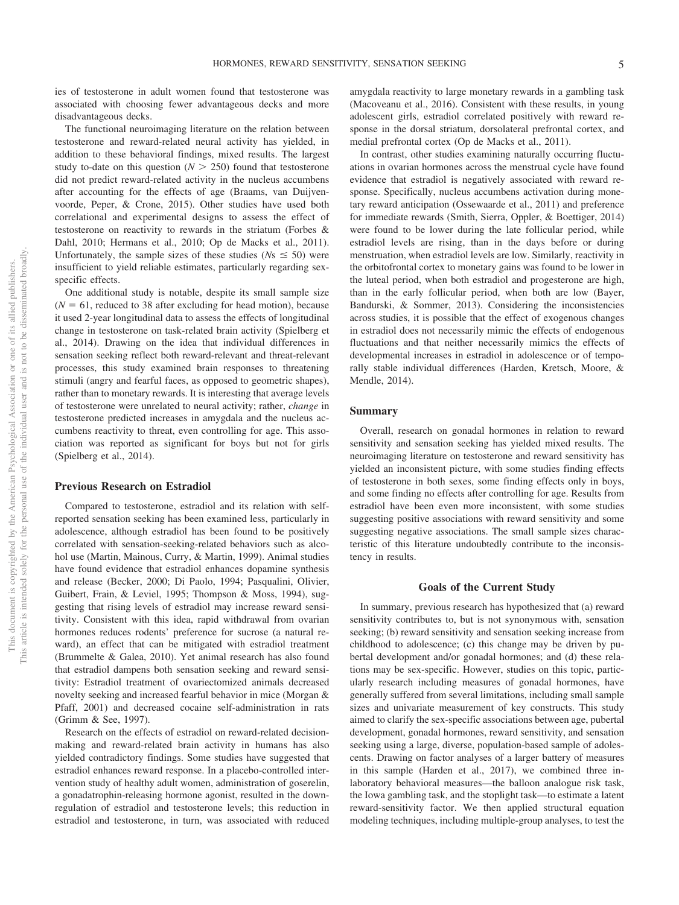ies of testosterone in adult women found that testosterone was associated with choosing fewer advantageous decks and more disadvantageous decks.

The functional neuroimaging literature on the relation between testosterone and reward-related neural activity has yielded, in addition to these behavioral findings, mixed results. The largest study to-date on this question ($N > 250$) found that testosterone did not predict reward-related activity in the nucleus accumbens after accounting for the effects of age (Braams, van Duijvenvoorde, Peper, & Crone, 2015). Other studies have used both correlational and experimental designs to assess the effect of testosterone on reactivity to rewards in the striatum (Forbes & Dahl, 2010; Hermans et al., 2010; Op de Macks et al., 2011). Unfortunately, the sample sizes of these studies ($Ns \leq 50$) were insufficient to yield reliable estimates, particularly regarding sex-specific effects.

One additional study is notable, despite its small sample size ($N = 61$, reduced to 38 after excluding for head motion), because it used 2-year longitudinal data to assess the effects of longitudinal change in testosterone on task-related brain activity (Spielberg et al., 2014). Drawing on the idea that individual differences in sensation seeking reflect both reward-relevant and threat-relevant processes, this study examined brain responses to threatening stimuli (angry and fearful faces, as opposed to geometric shapes), rather than to monetary rewards. It is interesting that average levels of testosterone were unrelated to neural activity; rather, *change* in testosterone predicted increases in amygdala and the nucleus accumbens reactivity to threat, even controlling for age. This association was reported as significant for boys but not for girls (Spielberg et al., 2014).

## Previous Research on Estradiol

Compared to testosterone, estradiol and its relation with self-reported sensation seeking has been examined less, particularly in adolescence, although estradiol has been found to be positively correlated with sensation-seeking-related behaviors such as alcohol use (Martin, Mainous, Curry, & Martin, 1999). Animal studies have found evidence that estradiol enhances dopamine synthesis and release (Becker, 2000; Di Paolo, 1994; Pasqualini, Olivier, Guibert, Frain, & Leviel, 1995; Thompson & Moss, 1994), suggesting that rising levels of estradiol may increase reward sensitivity. Consistent with this idea, rapid withdrawal from ovarian hormones reduces rodents' preference for sucrose (a natural reward), an effect that can be mitigated with estradiol treatment (Brummelte & Galea, 2010). Yet animal research has also found that estradiol dampens both sensation seeking and reward sensitivity: Estradiol treatment of ovariectomized animals decreased novelty seeking and increased fearful behavior in mice (Morgan & Pfaff, 2001) and decreased cocaine self-administration in rats (Grimm & See, 1997).

Research on the effects of estradiol on reward-related decision-making and reward-related brain activity in humans has also yielded contradictory findings. Some studies have suggested that estradiol enhances reward response. In a placebo-controlled intervention study of healthy adult women, administration of goserelin, a gonadatrophin-releasing hormone agonist, resulted in the down-regulation of estradiol and testosterone levels; this reduction in estradiol and testosterone, in turn, was associated with reduced amygdala reactivity to large monetary rewards in a gambling task (Macoveanu et al., 2016). Consistent with these results, in young adolescent girls, estradiol correlated positively with reward response in the dorsal striatum, dorsolateral prefrontal cortex, and medial prefrontal cortex (Op de Macks et al., 2011).

In contrast, other studies examining naturally occurring fluctuations in ovarian hormones across the menstrual cycle have found evidence that estradiol is negatively associated with reward response. Specifically, nucleus accumbens activation during monetary reward anticipation (Ossewaarde et al., 2011) and preference for immediate rewards (Smith, Sierra, Oppler, & Boettiger, 2014) were found to be lower during the late follicular period, while estradiol levels are rising, than in the days before or during menstruation, when estradiol levels are low. Similarly, reactivity in the orbitofrontal cortex to monetary gains was found to be lower in the luteal period, when both estradiol and progesterone are high, than in the early follicular period, when both are low (Bayer, Bandurski, & Sommer, 2013). Considering the inconsistencies across studies, it is possible that the effect of exogenous changes in estradiol does not necessarily mimic the effects of endogenous fluctuations and that neither necessarily mimics the effects of developmental increases in estradiol in adolescence or of temporally stable individual differences (Harden, Kretsch, Moore, & Mendle, 2014).

## Summary

Overall, research on gonadal hormones in relation to reward sensitivity and sensation seeking has yielded mixed results. The neuroimaging literature on testosterone and reward sensitivity has yielded an inconsistent picture, with some studies finding effects of testosterone in both sexes, some finding effects only in boys, and some finding no effects after controlling for age. Results from estradiol have been even more inconsistent, with some studies suggesting positive associations with reward sensitivity and some suggesting negative associations. The small sample sizes characteristic of this literature undoubtedly contribute to the inconsistency in results.

# Goals of the Current Study

In summary, previous research has hypothesized that (a) reward sensitivity contributes to, but is not synonymous with, sensation seeking; (b) reward sensitivity and sensation seeking increase from childhood to adolescence; (c) this change may be driven by pubertal development and/or gonadal hormones; and (d) these relations may be sex-specific. However, studies on this topic, particularly research including measures of gonadal hormones, have generally suffered from several limitations, including small sample sizes and univariate measurement of key constructs. This study aimed to clarify the sex-specific associations between age, pubertal development, gonadal hormones, reward sensitivity, and sensation seeking using a large, diverse, population-based sample of adolescents. Drawing on factor analyses of a larger battery of measures in this sample (Harden et al., 2017), we combined three in-laboratory behavioral measures—the balloon analogue risk task, the Iowa gambling task, and the stoplight task—to estimate a latent reward-sensitivity factor. We then applied structural equation modeling techniques, including multiple-group analyses, to test the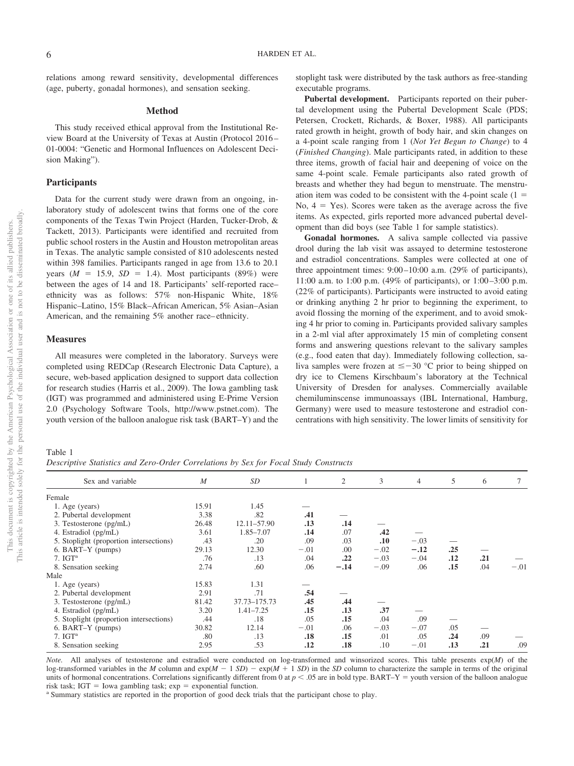relations among reward sensitivity, developmental differences (age, puberty, gonadal hormones), and sensation seeking.

## Method

This study received ethical approval from the Institutional Review Board at the University of Texas at Austin (Protocol 2016–01-0004: "Genetic and Hormonal Influences on Adolescent Decision Making").

### Participants

Data for the current study were drawn from an ongoing, in-laboratory study of adolescent twins that forms one of the core components of the Texas Twin Project (Harden, Tucker-Drob, & Tackett, 2013). Participants were identified and recruited from public school rosters in the Austin and Houston metropolitan areas in Texas. The analytic sample consisted of 810 adolescents nested within 398 families. Participants ranged in age from 13.6 to 20.1 years ($M$ = 15.9, $SD$ = 1.4). Most participants (89%) were between the ages of 14 and 18. Participants' self-reported race–ethnicity was as follows: 57% non-Hispanic White, 18% Hispanic–Latino, 15% Black–African American, 5% Asian–Asian American, and the remaining 5% another race–ethnicity.

### Measures

All measures were completed in the laboratory. Surveys were completed using REDCap (Research Electronic Data Capture), a secure, web-based application designed to support data collection for research studies (Harris et al., 2009). The Iowa gambling task (IGT) was programmed and administered using E-Prime Version 2.0 (Psychology Software Tools, http://www.pstnet.com). The youth version of the balloon analogue risk task (BART–Y) and the stoplight task were distributed by the task authors as free-standing executable programs.

**Pubertal development.** Participants reported on their pubertal development using the Pubertal Development Scale (PDS; Petersen, Crockett, Richards, & Boxer, 1988). All participants rated growth in height, growth of body hair, and skin changes on a 4-point scale ranging from 1 (*Not Yet Begun to Change*) to 4 (*Finished Changing*). Male participants rated, in addition to these three items, growth of facial hair and deepening of voice on the same 4-point scale. Female participants also rated growth of breasts and whether they had begun to menstruate. The menstruation item was coded to be consistent with the 4-point scale (1 = No, 4 = Yes). Scores were taken as the average across the five items. As expected, girls reported more advanced pubertal development than did boys (see Table 1 for sample statistics).

**Gonadal hormones.** A saliva sample collected via passive drool during the lab visit was assayed to determine testosterone and estradiol concentrations. Samples were collected at one of three appointment times: 9:00–10:00 a.m. (29% of participants), 11:00 a.m. to 1:00 p.m. (49% of participants), or 1:00–3:00 p.m. (22% of participants). Participants were instructed to avoid eating or drinking anything 2 hr prior to beginning the experiment, to avoid flossing the morning of the experiment, and to avoid smoking 4 hr prior to coming in. Participants provided salivary samples in a 2-ml vial after approximately 15 min of completing consent forms and answering questions relevant to the salivary samples (e.g., food eaten that day). Immediately following collection, saliva samples were frozen at ≤−30 °C prior to being shipped on dry ice to Clemens Kirschbaum's laboratory at the Technical University of Dresden for analyses. Commercially available chemiluminscense immunoassays (IBL International, Hamburg, Germany) were used to measure testosterone and estradiol concentrations with high sensitivity. The lower limits of sensitivity for

Table 1
*Descriptive Statistics and Zero-Order Correlations by Sex for Focal Study Constructs*

| Sex and variable | $M$ | $SD$ | 1 | 2 | 3 | 4 | 5 | 6 | 7 |
|---|---|---|---|---|---|---|---|---|---|
| Female | | | | | | | | | |
| 1. Age (years) | 15.91 | 1.45 | — | | | | | | |
| 2. Pubertal development | 3.38 | .82 | **.41** | — | | | | | |
| 3. Testosterone (pg/mL) | 26.48 | 12.11–57.90 | **.13** | **.14** | — | | | | |
| 4. Estradiol (pg/mL) | 3.61 | 1.85–7.07 | **.14** | .07 | **.42** | — | | | |
| 5. Stoplight (proportion intersections) | .43 | .20 | .09 | .03 | **.10** | −.03 | — | | |
| 6. BART–Y (pumps) | 29.13 | 12.30 | −.01 | .00 | −.02 | **−.12** | **.25** | — | |
| 7. IGT[a] | .76 | .13 | .04 | **.22** | −.03 | −.04 | **.12** | **.21** | — |
| 8. Sensation seeking | 2.74 | .60 | .06 | **−.14** | −.09 | .06 | **.15** | .04 | −.01 |
| Male | | | | | | | | | |
| 1. Age (years) | 15.83 | 1.31 | — | | | | | | |
| 2. Pubertal development | 2.91 | .71 | **.54** | — | | | | | |
| 3. Testosterone (pg/mL) | 81.42 | 37.73–175.73 | **.45** | **.44** | — | | | | |
| 4. Estradiol (pg/mL) | 3.20 | 1.41–7.25 | **.15** | **.13** | **.37** | — | | | |
| 5. Stoplight (proportion intersections) | .44 | .18 | .05 | **.15** | .04 | .09 | — | | |
| 6. BART–Y (pumps) | 30.82 | 12.14 | −.01 | .06 | −.03 | −.07 | .05 | — | |
| 7. IGT[a] | .80 | .13 | **.18** | **.15** | .01 | .05 | **.24** | .09 | — |
| 8. Sensation seeking | 2.95 | .53 | **.12** | **.18** | .10 | −.01 | **.13** | **.21** | .09 |

*Note.* All analyses of testosterone and estradiol were conducted on log-transformed and winsorized scores. This table presents exp($M$) of the log-transformed variables in the $M$ column and exp($M$ − 1 $SD$) − exp($M$ + 1 $SD$) in the $SD$ column to characterize the sample in terms of the original units of hormonal concentrations. Correlations significantly different from 0 at $p$ < .05 are in bold type. BART–Y = youth version of the balloon analogue risk task; IGT = Iowa gambling task; exp = exponential function.
[a] Summary statistics are reported in the proportion of good deck trials that the participant chose to play.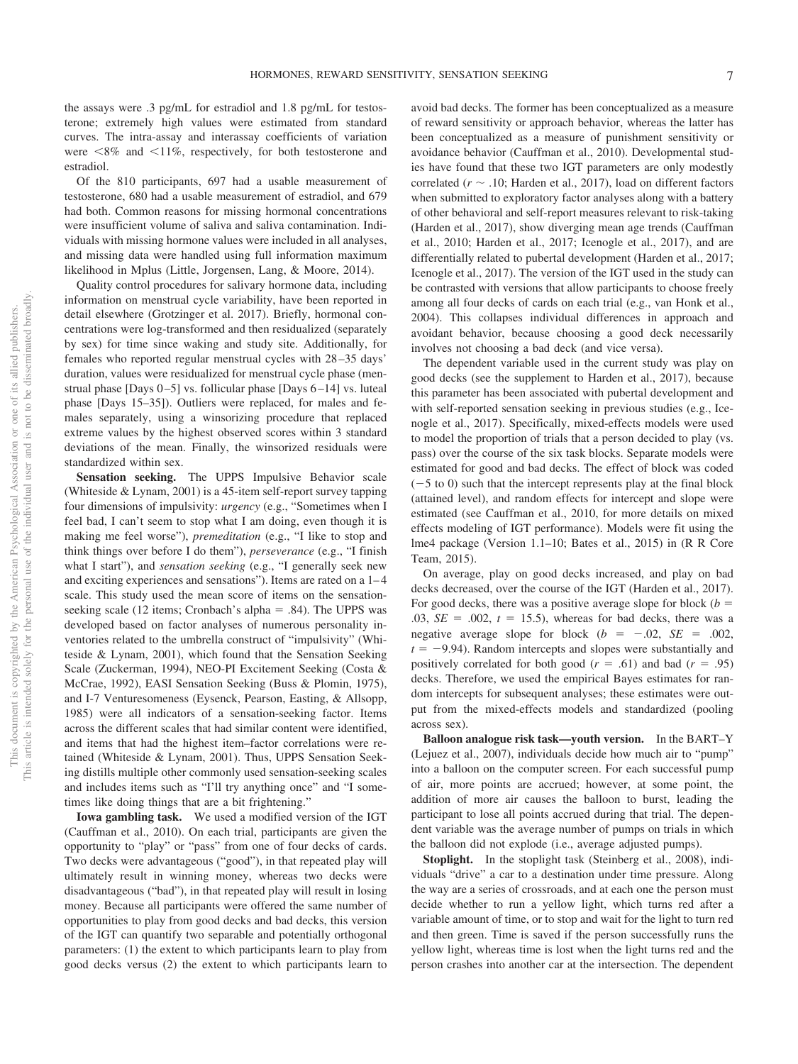the assays were .3 pg/mL for estradiol and 1.8 pg/mL for testosterone; extremely high values were estimated from standard curves. The intra-assay and interassay coefficients of variation were <8% and <11%, respectively, for both testosterone and estradiol.

Of the 810 participants, 697 had a usable measurement of testosterone, 680 had a usable measurement of estradiol, and 679 had both. Common reasons for missing hormonal concentrations were insufficient volume of saliva and saliva contamination. Individuals with missing hormone values were included in all analyses, and missing data were handled using full information maximum likelihood in Mplus (Little, Jorgensen, Lang, & Moore, 2014).

Quality control procedures for salivary hormone data, including information on menstrual cycle variability, have been reported in detail elsewhere (Grotzinger et al. 2017). Briefly, hormonal concentrations were log-transformed and then residualized (separately by sex) for time since waking and study site. Additionally, for females who reported regular menstrual cycles with 28–35 days' duration, values were residualized for menstrual cycle phase (menstrual phase [Days 0–5] vs. follicular phase [Days 6–14] vs. luteal phase [Days 15–35]). Outliers were replaced, for males and females separately, using a winsorizing procedure that replaced extreme values by the highest observed scores within 3 standard deviations of the mean. Finally, the winsorized residuals were standardized within sex.

**Sensation seeking.** The UPPS Impulsive Behavior scale (Whiteside & Lynam, 2001) is a 45-item self-report survey tapping four dimensions of impulsivity: *urgency* (e.g., "Sometimes when I feel bad, I can't seem to stop what I am doing, even though it is making me feel worse"), *premeditation* (e.g., "I like to stop and think things over before I do them"), *perseverance* (e.g., "I finish what I start"), and *sensation seeking* (e.g., "I generally seek new and exciting experiences and sensations"). Items are rated on a 1–4 scale. This study used the mean score of items on the sensation-seeking scale (12 items; Cronbach's alpha = .84). The UPPS was developed based on factor analyses of numerous personality inventories related to the umbrella construct of "impulsivity" (Whiteside & Lynam, 2001), which found that the Sensation Seeking Scale (Zuckerman, 1994), NEO-PI Excitement Seeking (Costa & McCrae, 1992), EASI Sensation Seeking (Buss & Plomin, 1975), and I-7 Venturesomeness (Eysenck, Pearson, Easting, & Allsopp, 1985) were all indicators of a sensation-seeking factor. Items across the different scales that had similar content were identified, and items that had the highest item–factor correlations were retained (Whiteside & Lynam, 2001). Thus, UPPS Sensation Seeking distills multiple other commonly used sensation-seeking scales and includes items such as "I'll try anything once" and "I sometimes like doing things that are a bit frightening."

**Iowa gambling task.** We used a modified version of the IGT (Cauffman et al., 2010). On each trial, participants are given the opportunity to "play" or "pass" from one of four decks of cards. Two decks were advantageous ("good"), in that repeated play will ultimately result in winning money, whereas two decks were disadvantageous ("bad"), in that repeated play will result in losing money. Because all participants were offered the same number of opportunities to play from good decks and bad decks, this version of the IGT can quantify two separable and potentially orthogonal parameters: (1) the extent to which participants learn to play from good decks versus (2) the extent to which participants learn to avoid bad decks. The former has been conceptualized as a measure of reward sensitivity or approach behavior, whereas the latter has been conceptualized as a measure of punishment sensitivity or avoidance behavior (Cauffman et al., 2010). Developmental studies have found that these two IGT parameters are only modestly correlated ($r \sim .10$; Harden et al., 2017), load on different factors when submitted to exploratory factor analyses along with a battery of other behavioral and self-report measures relevant to risk-taking (Harden et al., 2017), show diverging mean age trends (Cauffman et al., 2010; Harden et al., 2017; Icenogle et al., 2017), and are differentially related to pubertal development (Harden et al., 2017; Icenogle et al., 2017). The version of the IGT used in the study can be contrasted with versions that allow participants to choose freely among all four decks of cards on each trial (e.g., van Honk et al., 2004). This collapses individual differences in approach and avoidant behavior, because choosing a good deck necessarily involves not choosing a bad deck (and vice versa).

The dependent variable used in the current study was play on good decks (see the supplement to Harden et al., 2017), because this parameter has been associated with pubertal development and with self-reported sensation seeking in previous studies (e.g., Icenogle et al., 2017). Specifically, mixed-effects models were used to model the proportion of trials that a person decided to play (vs. pass) over the course of the six task blocks. Separate models were estimated for good and bad decks. The effect of block was coded (−5 to 0) such that the intercept represents play at the final block (attained level), and random effects for intercept and slope were estimated (see Cauffman et al., 2010, for more details on mixed effects modeling of IGT performance). Models were fit using the lme4 package (Version 1.1–10; Bates et al., 2015) in (R R Core Team, 2015).

On average, play on good decks increased, and play on bad decks decreased, over the course of the IGT (Harden et al., 2017). For good decks, there was a positive average slope for block ($b = .03$, $SE = .002$, $t = 15.5$), whereas for bad decks, there was a negative average slope for block ($b = -.02$, $SE = .002$, $t = -9.94$). Random intercepts and slopes were substantially and positively correlated for both good ($r = .61$) and bad ($r = .95$) decks. Therefore, we used the empirical Bayes estimates for random intercepts for subsequent analyses; these estimates were output from the mixed-effects models and standardized (pooling across sex).

**Balloon analogue risk task—youth version.** In the BART–Y (Lejuez et al., 2007), individuals decide how much air to "pump" into a balloon on the computer screen. For each successful pump of air, more points are accrued; however, at some point, the addition of more air causes the balloon to burst, leading the participant to lose all points accrued during that trial. The dependent variable was the average number of pumps on trials in which the balloon did not explode (i.e., average adjusted pumps).

**Stoplight.** In the stoplight task (Steinberg et al., 2008), individuals "drive" a car to a destination under time pressure. Along the way are a series of crossroads, and at each one the person must decide whether to run a yellow light, which turns red after a variable amount of time, or to stop and wait for the light to turn red and then green. Time is saved if the person successfully runs the yellow light, whereas time is lost when the light turns red and the person crashes into another car at the intersection. The dependent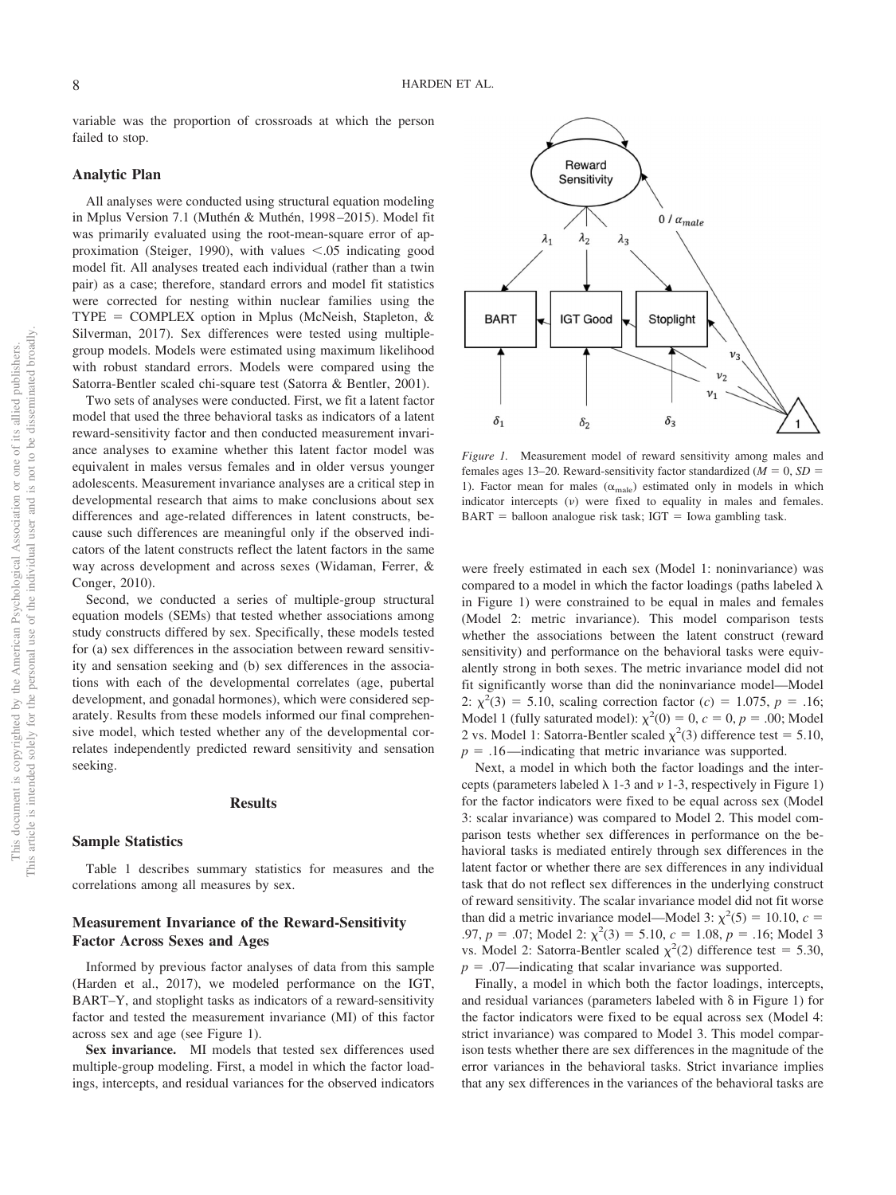variable was the proportion of crossroads at which the person failed to stop.

## Analytic Plan

All analyses were conducted using structural equation modeling in Mplus Version 7.1 (Muthén & Muthén, 1998–2015). Model fit was primarily evaluated using the root-mean-square error of approximation (Steiger, 1990), with values $<.05$ indicating good model fit. All analyses treated each individual (rather than a twin pair) as a case; therefore, standard errors and model fit statistics were corrected for nesting within nuclear families using the TYPE = COMPLEX option in Mplus (McNeish, Stapleton, & Silverman, 2017). Sex differences were tested using multiple-group models. Models were estimated using maximum likelihood with robust standard errors. Models were compared using the Satorra-Bentler scaled chi-square test (Satorra & Bentler, 2001).

Two sets of analyses were conducted. First, we fit a latent factor model that used the three behavioral tasks as indicators of a latent reward-sensitivity factor and then conducted measurement invariance analyses to examine whether this latent factor model was equivalent in males versus females and in older versus younger adolescents. Measurement invariance analyses are a critical step in developmental research that aims to make conclusions about sex differences and age-related differences in latent constructs, because such differences are meaningful only if the observed indicators of the latent constructs reflect the latent factors in the same way across development and across sexes (Widaman, Ferrer, & Conger, 2010).

Second, we conducted a series of multiple-group structural equation models (SEMs) that tested whether associations among study constructs differed by sex. Specifically, these models tested for (a) sex differences in the association between reward sensitivity and sensation seeking and (b) sex differences in the associations with each of the developmental correlates (age, pubertal development, and gonadal hormones), which were considered separately. Results from these models informed our final comprehensive model, which tested whether any of the developmental correlates independently predicted reward sensitivity and sensation seeking.

# Results

## Sample Statistics

Table 1 describes summary statistics for measures and the correlations among all measures by sex.

## Measurement Invariance of the Reward-Sensitivity Factor Across Sexes and Ages

Informed by previous factor analyses of data from this sample (Harden et al., 2017), we modeled performance on the IGT, BART–Y, and stoplight tasks as indicators of a reward-sensitivity factor and tested the measurement invariance (MI) of this factor across sex and age (see Figure 1).

**Sex invariance.** MI models that tested sex differences used multiple-group modeling. First, a model in which the factor loadings, intercepts, and residual variances for the observed indicators were freely estimated in each sex (Model 1: noninvariance) was compared to a model in which the factor loadings (paths labeled $\lambda$ in Figure 1) were constrained to be equal in males and females (Model 2: metric invariance). This model comparison tests whether the associations between the latent construct (reward sensitivity) and performance on the behavioral tasks were equivalently strong in both sexes. The metric invariance model did not fit significantly worse than did the noninvariance model—Model 2: $\chi^2(3) = 5.10$, scaling correction factor ($c$) $= 1.075$, $p = .16$; Model 1 (fully saturated model): $\chi^2(0) = 0$, $c = 0$, $p = .00$; Model 2 vs. Model 1: Satorra-Bentler scaled $\chi^2(3)$ difference test $= 5.10$, $p = .16$—indicating that metric invariance was supported.

Next, a model in which both the factor loadings and the intercepts (parameters labeled $\lambda$ 1-3 and $\nu$ 1-3, respectively in Figure 1) for the factor indicators were fixed to be equal across sex (Model 3: scalar invariance) was compared to Model 2. This model comparison tests whether sex differences in performance on the behavioral tasks is mediated entirely through sex differences in the latent factor or whether there are sex differences in any individual task that do not reflect sex differences in the underlying construct of reward sensitivity. The scalar invariance model did not fit worse than did a metric invariance model—Model 3: $\chi^2(5) = 10.10$, $c = .97$, $p = .07$; Model 2: $\chi^2(3) = 5.10$, $c = 1.08$, $p = .16$; Model 3 vs. Model 2: Satorra-Bentler scaled $\chi^2(2)$ difference test $= 5.30$, $p = .07$—indicating that scalar invariance was supported.

Finally, a model in which both the factor loadings, intercepts, and residual variances (parameters labeled with $\delta$ in Figure 1) for the factor indicators were fixed to be equal across sex (Model 4: strict invariance) was compared to Model 3. This model comparison tests whether there are sex differences in the magnitude of the error variances in the behavioral tasks. Strict invariance implies that any sex differences in the variances of the behavioral tasks are

*Figure 1.* Measurement model of reward sensitivity among males and females ages 13–20. Reward-sensitivity factor standardized ($M = 0$, $SD = 1$). Factor mean for males ($\alpha_{male}$) estimated only in models in which indicator intercepts ($\nu$) were fixed to equality in males and females. BART = balloon analogue risk task; IGT = Iowa gambling task.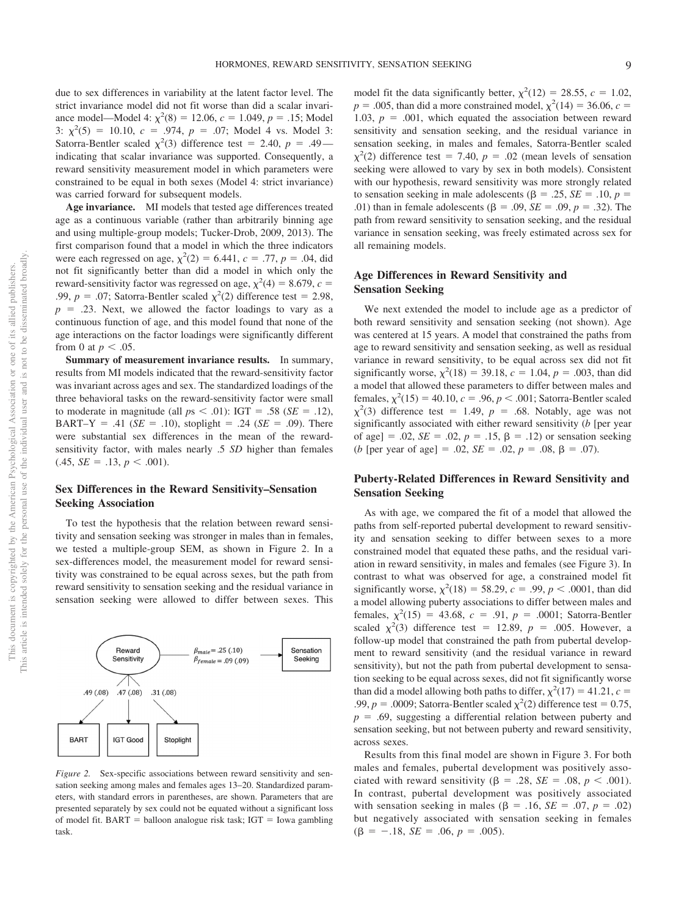due to sex differences in variability at the latent factor level. The strict invariance model did not fit worse than did a scalar invariance model—Model 4: $\chi^2(8) = 12.06$, $c = 1.049$, $p = .15$; Model 3: $\chi^2(5) = 10.10$, $c = .974$, $p = .07$; Model 4 vs. Model 3: Satorra-Bentler scaled $\chi^2(3)$ difference test $= 2.40$, $p = .49$—indicating that scalar invariance was supported. Consequently, a reward sensitivity measurement model in which parameters were constrained to be equal in both sexes (Model 4: strict invariance) was carried forward for subsequent models.

**Age invariance.** MI models that tested age differences treated age as a continuous variable (rather than arbitrarily binning age and using multiple-group models; Tucker-Drob, 2009, 2013). The first comparison found that a model in which the three indicators were each regressed on age, $\chi^2(2) = 6.441$, $c = .77$, $p = .04$, did not fit significantly better than did a model in which only the reward-sensitivity factor was regressed on age, $\chi^2(4) = 8.679$, $c = .99$, $p = .07$; Satorra-Bentler scaled $\chi^2(2)$ difference test $= 2.98$, $p = .23$. Next, we allowed the factor loadings to vary as a continuous function of age, and this model found that none of the age interactions on the factor loadings were significantly different from 0 at $p < .05$.

**Summary of measurement invariance results.** In summary, results from MI models indicated that the reward-sensitivity factor was invariant across ages and sex. The standardized loadings of the three behavioral tasks on the reward-sensitivity factor were small to moderate in magnitude (all $ps < .01$): IGT $= .58$ ($SE = .12$), BART–Y $= .41$ ($SE = .10$), stoplight $= .24$ ($SE = .09$). There were substantial sex differences in the mean of the reward-sensitivity factor, with males nearly .5 *SD* higher than females (.45, $SE = .13$, $p < .001$).

## Sex Differences in the Reward Sensitivity–Sensation Seeking Association

To test the hypothesis that the relation between reward sensitivity and sensation seeking was stronger in males than in females, we tested a multiple-group SEM, as shown in Figure 2. In a sex-differences model, the measurement model for reward sensitivity was constrained to be equal across sexes, but the path from reward sensitivity to sensation seeking and the residual variance in sensation seeking were allowed to differ between sexes. This model fit the data significantly better, $\chi^2(12) = 28.55$, $c = 1.02$, $p = .005$, than did a more constrained model, $\chi^2(14) = 36.06$, $c = 1.03$, $p = .001$, which equated the association between reward sensitivity and sensation seeking, and the residual variance in sensation seeking, in males and females, Satorra-Bentler scaled $\chi^2(2)$ difference test $= 7.40$, $p = .02$ (mean levels of sensation seeking were allowed to vary by sex in both models). Consistent with our hypothesis, reward sensitivity was more strongly related to sensation seeking in male adolescents ($\beta = .25$, $SE = .10$, $p = .01$) than in female adolescents ($\beta = .09$, $SE = .09$, $p = .32$). The path from reward sensitivity to sensation seeking, and the residual variance in sensation seeking, was freely estimated across sex for all remaining models.

Reward Sensitivity → Sensation Seeking: $\beta_{male} = .25\ (.10)$, $\beta_{female} = .09\ (.09)$; loadings: BART .49 (.08), IGT Good .47 (.08), Stoplight .31 (.08)

*Figure 2.* Sex-specific associations between reward sensitivity and sensation seeking among males and females ages 13–20. Standardized parameters, with standard errors in parentheses, are shown. Parameters that are presented separately by sex could not be equated without a significant loss of model fit. BART = balloon analogue risk task; IGT = Iowa gambling task.

## Age Differences in Reward Sensitivity and Sensation Seeking

We next extended the model to include age as a predictor of both reward sensitivity and sensation seeking (not shown). Age was centered at 15 years. A model that constrained the paths from age to reward sensitivity and sensation seeking, as well as residual variance in reward sensitivity, to be equal across sex did not fit significantly worse, $\chi^2(18) = 39.18$, $c = 1.04$, $p = .003$, than did a model that allowed these parameters to differ between males and females, $\chi^2(15) = 40.10$, $c = .96$, $p < .001$; Satorra-Bentler scaled $\chi^2(3)$ difference test $= 1.49$, $p = .68$. Notably, age was not significantly associated with either reward sensitivity (*b* [per year of age] $= .02$, $SE = .02$, $p = .15$, $\beta = .12$) or sensation seeking (*b* [per year of age] $= .02$, $SE = .02$, $p = .08$, $\beta = .07$).

## Puberty-Related Differences in Reward Sensitivity and Sensation Seeking

As with age, we compared the fit of a model that allowed the paths from self-reported pubertal development to reward sensitivity and sensation seeking to differ between sexes to a more constrained model that equated these paths, and the residual variation in reward sensitivity, in males and females (see Figure 3). In contrast to what was observed for age, a constrained model fit significantly worse, $\chi^2(18) = 58.29$, $c = .99$, $p < .0001$, than did a model allowing puberty associations to differ between males and females, $\chi^2(15) = 43.68$, $c = .91$, $p = .0001$; Satorra-Bentler scaled $\chi^2(3)$ difference test $= 12.89$, $p = .005$. However, a follow-up model that constrained the path from pubertal development to reward sensitivity (and the residual variance in reward sensitivity), but not the path from pubertal development to sensation seeking to be equal across sexes, did not fit significantly worse than did a model allowing both paths to differ, $\chi^2(17) = 41.21$, $c = .99$, $p = .0009$; Satorra-Bentler scaled $\chi^2(2)$ difference test $= 0.75$, $p = .69$, suggesting a differential relation between puberty and sensation seeking, but not between puberty and reward sensitivity, across sexes.

Results from this final model are shown in Figure 3. For both males and females, pubertal development was positively associated with reward sensitivity ($\beta = .28$, $SE = .08$, $p < .001$). In contrast, pubertal development was positively associated with sensation seeking in males ($\beta = .16$, $SE = .07$, $p = .02$) but negatively associated with sensation seeking in females ($\beta = -.18$, $SE = .06$, $p = .005$).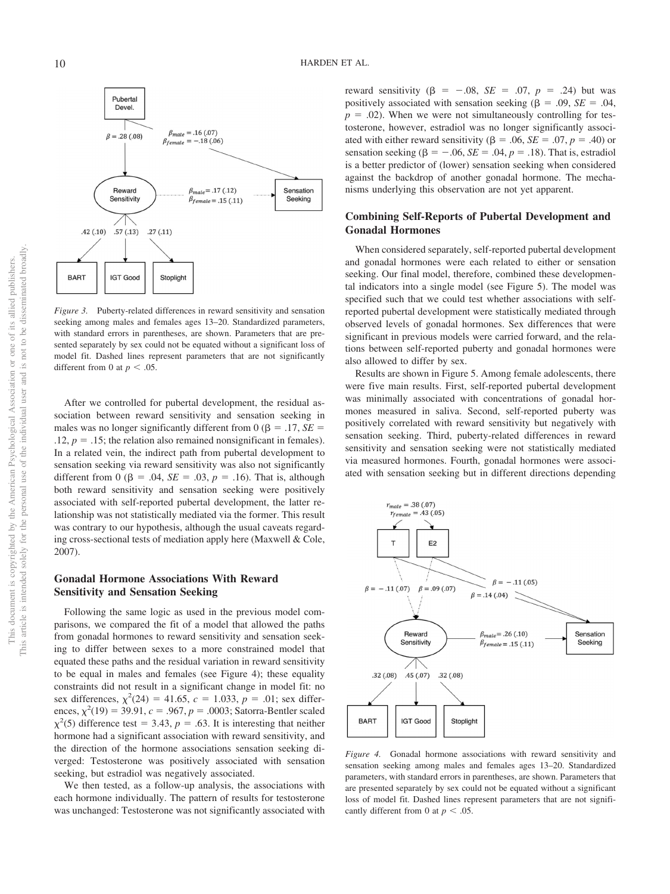*Figure 3.* Puberty-related differences in reward sensitivity and sensation seeking among males and females ages 13–20. Standardized parameters, with standard errors in parentheses, are shown. Parameters that are presented separately by sex could not be equated without a significant loss of model fit. Dashed lines represent parameters that are not significantly different from 0 at $p < .05$.

After we controlled for pubertal development, the residual association between reward sensitivity and sensation seeking in males was no longer significantly different from 0 ($\beta = .17$, $SE = .12$, $p = .15$; the relation also remained nonsignificant in females). In a related vein, the indirect path from pubertal development to sensation seeking via reward sensitivity was also not significantly different from 0 ($\beta = .04$, $SE = .03$, $p = .16$). That is, although both reward sensitivity and sensation seeking were positively associated with self-reported pubertal development, the latter relationship was not statistically mediated via the former. This result was contrary to our hypothesis, although the usual caveats regarding cross-sectional tests of mediation apply here (Maxwell & Cole, 2007).

## Gonadal Hormone Associations With Reward Sensitivity and Sensation Seeking

Following the same logic as used in the previous model comparisons, we compared the fit of a model that allowed the paths from gonadal hormones to reward sensitivity and sensation seeking to differ between sexes to a more constrained model that equated these paths and the residual variation in reward sensitivity to be equal in males and females (see Figure 4); these equality constraints did not result in a significant change in model fit: no sex differences, $\chi^2(24) = 41.65$, $c = 1.033$, $p = .01$; sex differences, $\chi^2(19) = 39.91$, $c = .967$, $p = .0003$; Satorra-Bentler scaled $\chi^2(5)$ difference test $= 3.43$, $p = .63$. It is interesting that neither hormone had a significant association with reward sensitivity, and the direction of the hormone associations sensation seeking diverged: Testosterone was positively associated with sensation seeking, but estradiol was negatively associated.

We then tested, as a follow-up analysis, the associations with each hormone individually. The pattern of results for testosterone was unchanged: Testosterone was not significantly associated with reward sensitivity ($\beta = -.08$, $SE = .07$, $p = .24$) but was positively associated with sensation seeking ($\beta = .09$, $SE = .04$, $p = .02$). When we were not simultaneously controlling for testosterone, however, estradiol was no longer significantly associated with either reward sensitivity ($\beta = .06$, $SE = .07$, $p = .40$) or sensation seeking ($\beta = -.06$, $SE = .04$, $p = .18$). That is, estradiol is a better predictor of (lower) sensation seeking when considered against the backdrop of another gonadal hormone. The mechanisms underlying this observation are not yet apparent.

## Combining Self-Reports of Pubertal Development and Gonadal Hormones

When considered separately, self-reported pubertal development and gonadal hormones were each related to either or sensation seeking. Our final model, therefore, combined these developmental indicators into a single model (see Figure 5). The model was specified such that we could test whether associations with self-reported pubertal development were statistically mediated through observed levels of gonadal hormones. Sex differences that were significant in previous models were carried forward, and the relations between self-reported puberty and gonadal hormones were also allowed to differ by sex.

Results are shown in Figure 5. Among female adolescents, there were five main results. First, self-reported pubertal development was minimally associated with concentrations of gonadal hormones measured in saliva. Second, self-reported puberty was positively correlated with reward sensitivity but negatively with sensation seeking. Third, puberty-related differences in reward sensitivity and sensation seeking were not statistically mediated via measured hormones. Fourth, gonadal hormones were associated with sensation seeking but in different directions depending

*Figure 4.* Gonadal hormone associations with reward sensitivity and sensation seeking among males and females ages 13–20. Standardized parameters, with standard errors in parentheses, are shown. Parameters that are presented separately by sex could not be equated without a significant loss of model fit. Dashed lines represent parameters that are not significantly different from 0 at $p < .05$.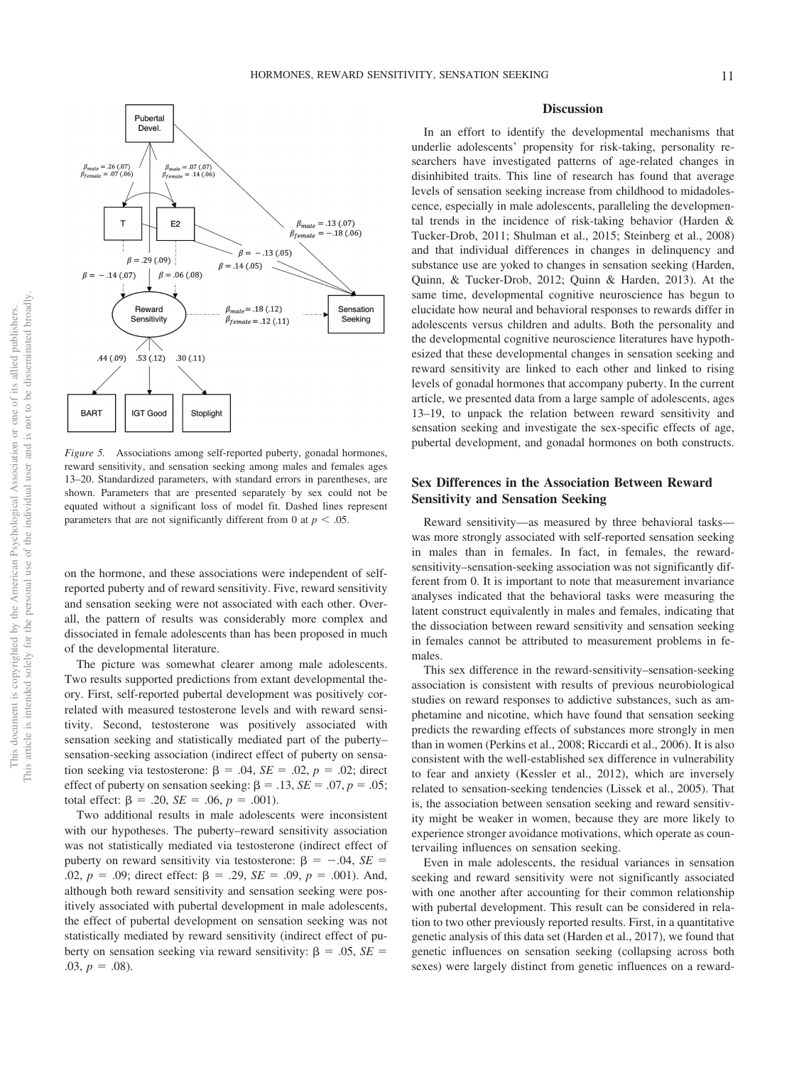*Figure 5.* Associations among self-reported puberty, gonadal hormones, reward sensitivity, and sensation seeking among males and females ages 13–20. Standardized parameters, with standard errors in parentheses, are shown. Parameters that are presented separately by sex could not be equated without a significant loss of model fit. Dashed lines represent parameters that are not significantly different from 0 at $p < .05$.

on the hormone, and these associations were independent of self-reported puberty and of reward sensitivity. Five, reward sensitivity and sensation seeking were not associated with each other. Overall, the pattern of results was considerably more complex and dissociated in female adolescents than has been proposed in much of the developmental literature.

The picture was somewhat clearer among male adolescents. Two results supported predictions from extant developmental theory. First, self-reported pubertal development was positively correlated with measured testosterone levels and with reward sensitivity. Second, testosterone was positively associated with sensation seeking and statistically mediated part of the puberty–sensation-seeking association (indirect effect of puberty on sensation seeking via testosterone: $\beta = .04$, $SE = .02$, $p = .02$; direct effect of puberty on sensation seeking: $\beta = .13$, $SE = .07$, $p = .05$; total effect: $\beta = .20$, $SE = .06$, $p = .001$).

Two additional results in male adolescents were inconsistent with our hypotheses. The puberty–reward sensitivity association was not statistically mediated via testosterone (indirect effect of puberty on reward sensitivity via testosterone: $\beta = -.04$, $SE = .02$, $p = .09$; direct effect: $\beta = .29$, $SE = .09$, $p = .001$). And, although both reward sensitivity and sensation seeking were positively associated with pubertal development in male adolescents, the effect of pubertal development on sensation seeking was not statistically mediated by reward sensitivity (indirect effect of puberty on sensation seeking via reward sensitivity: $\beta = .05$, $SE = .03$, $p = .08$).

## Discussion

In an effort to identify the developmental mechanisms that underlie adolescents' propensity for risk-taking, personality researchers have investigated patterns of age-related changes in disinhibited traits. This line of research has found that average levels of sensation seeking increase from childhood to midadolescence, especially in male adolescents, paralleling the developmental trends in the incidence of risk-taking behavior (Harden & Tucker-Drob, 2011; Shulman et al., 2015; Steinberg et al., 2008) and that individual differences in changes in delinquency and substance use are yoked to changes in sensation seeking (Harden, Quinn, & Tucker-Drob, 2012; Quinn & Harden, 2013). At the same time, developmental cognitive neuroscience has begun to elucidate how neural and behavioral responses to rewards differ in adolescents versus children and adults. Both the personality and the developmental cognitive neuroscience literatures have hypothesized that these developmental changes in sensation seeking and reward sensitivity are linked to each other and linked to rising levels of gonadal hormones that accompany puberty. In the current article, we presented data from a large sample of adolescents, ages 13–19, to unpack the relation between reward sensitivity and sensation seeking and investigate the sex-specific effects of age, pubertal development, and gonadal hormones on both constructs.

### Sex Differences in the Association Between Reward Sensitivity and Sensation Seeking

Reward sensitivity—as measured by three behavioral tasks—was more strongly associated with self-reported sensation seeking in males than in females. In fact, in females, the reward-sensitivity–sensation-seeking association was not significantly different from 0. It is important to note that measurement invariance analyses indicated that the behavioral tasks were measuring the latent construct equivalently in males and females, indicating that the dissociation between reward sensitivity and sensation seeking in females cannot be attributed to measurement problems in females.

This sex difference in the reward-sensitivity–sensation-seeking association is consistent with results of previous neurobiological studies on reward responses to addictive substances, such as amphetamine and nicotine, which have found that sensation seeking predicts the rewarding effects of substances more strongly in men than in women (Perkins et al., 2008; Riccardi et al., 2006). It is also consistent with the well-established sex difference in vulnerability to fear and anxiety (Kessler et al., 2012), which are inversely related to sensation-seeking tendencies (Lissek et al., 2005). That is, the association between sensation seeking and reward sensitivity might be weaker in women, because they are more likely to experience stronger avoidance motivations, which operate as countervailing influences on sensation seeking.

Even in male adolescents, the residual variances in sensation seeking and reward sensitivity were not significantly associated with one another after accounting for their common relationship with pubertal development. This result can be considered in relation to two other previously reported results. First, in a quantitative genetic analysis of this data set (Harden et al., 2017), we found that genetic influences on sensation seeking (collapsing across both sexes) were largely distinct from genetic influences on a reward-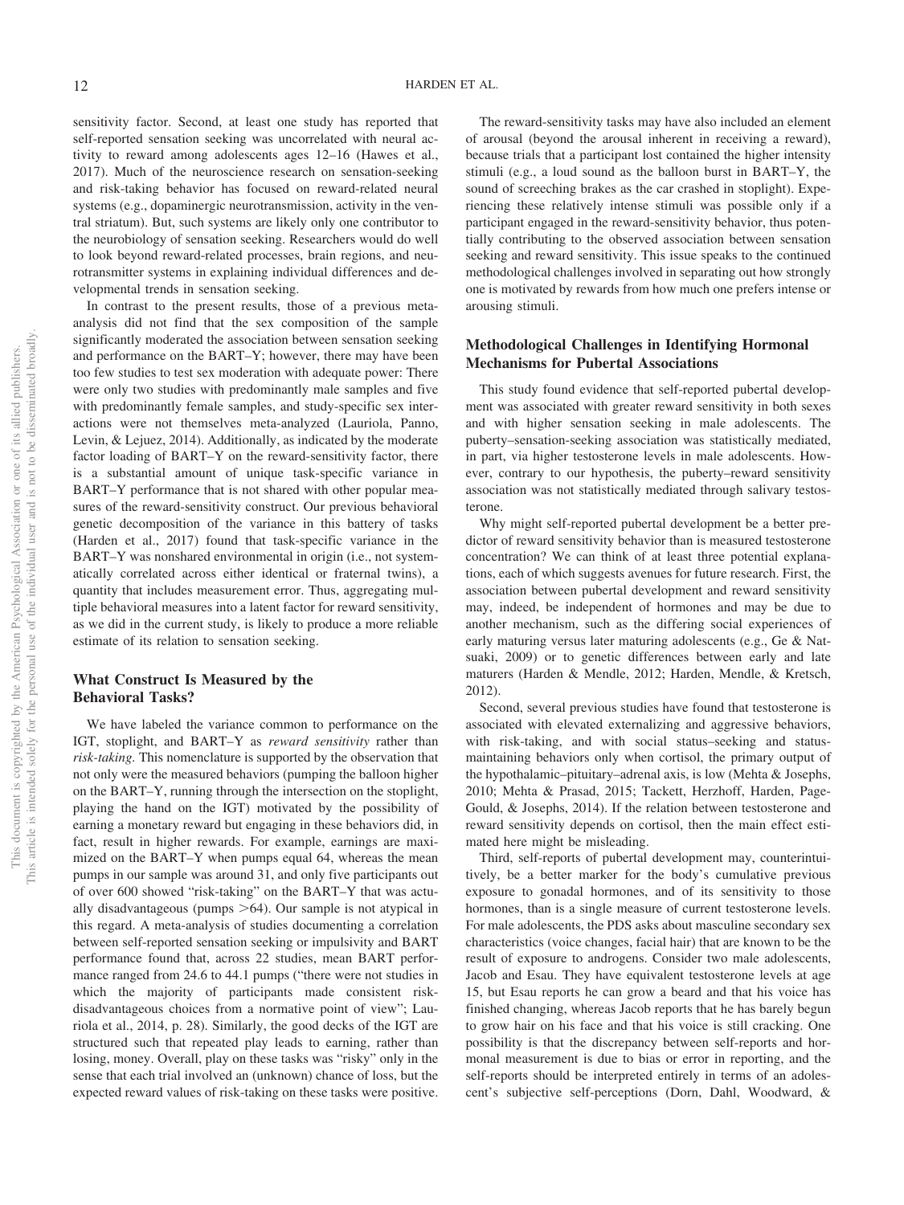sensitivity factor. Second, at least one study has reported that self-reported sensation seeking was uncorrelated with neural activity to reward among adolescents ages 12–16 (Hawes et al., 2017). Much of the neuroscience research on sensation-seeking and risk-taking behavior has focused on reward-related neural systems (e.g., dopaminergic neurotransmission, activity in the ventral striatum). But, such systems are likely only one contributor to the neurobiology of sensation seeking. Researchers would do well to look beyond reward-related processes, brain regions, and neurotransmitter systems in explaining individual differences and developmental trends in sensation seeking.

In contrast to the present results, those of a previous meta-analysis did not find that the sex composition of the sample significantly moderated the association between sensation seeking and performance on the BART–Y; however, there may have been too few studies to test sex moderation with adequate power: There were only two studies with predominantly male samples and five with predominantly female samples, and study-specific sex interactions were not themselves meta-analyzed (Lauriola, Panno, Levin, & Lejuez, 2014). Additionally, as indicated by the moderate factor loading of BART–Y on the reward-sensitivity factor, there is a substantial amount of unique task-specific variance in BART–Y performance that is not shared with other popular measures of the reward-sensitivity construct. Our previous behavioral genetic decomposition of the variance in this battery of tasks (Harden et al., 2017) found that task-specific variance in the BART–Y was nonshared environmental in origin (i.e., not systematically correlated across either identical or fraternal twins), a quantity that includes measurement error. Thus, aggregating multiple behavioral measures into a latent factor for reward sensitivity, as we did in the current study, is likely to produce a more reliable estimate of its relation to sensation seeking.

## What Construct Is Measured by the Behavioral Tasks?

We have labeled the variance common to performance on the IGT, stoplight, and BART–Y as *reward sensitivity* rather than *risk-taking*. This nomenclature is supported by the observation that not only were the measured behaviors (pumping the balloon higher on the BART–Y, running through the intersection on the stoplight, playing the hand on the IGT) motivated by the possibility of earning a monetary reward but engaging in these behaviors did, in fact, result in higher rewards. For example, earnings are maximized on the BART–Y when pumps equal 64, whereas the mean pumps in our sample was around 31, and only five participants out of over 600 showed "risk-taking" on the BART–Y that was actually disadvantageous (pumps >64). Our sample is not atypical in this regard. A meta-analysis of studies documenting a correlation between self-reported sensation seeking or impulsivity and BART performance found that, across 22 studies, mean BART performance ranged from 24.6 to 44.1 pumps ("there were not studies in which the majority of participants made consistent risk-disadvantageous choices from a normative point of view"; Lauriola et al., 2014, p. 28). Similarly, the good decks of the IGT are structured such that repeated play leads to earning, rather than losing, money. Overall, play on these tasks was "risky" only in the sense that each trial involved an (unknown) chance of loss, but the expected reward values of risk-taking on these tasks were positive.

The reward-sensitivity tasks may have also included an element of arousal (beyond the arousal inherent in receiving a reward), because trials that a participant lost contained the higher intensity stimuli (e.g., a loud sound as the balloon burst in BART–Y, the sound of screeching brakes as the car crashed in stoplight). Experiencing these relatively intense stimuli was possible only if a participant engaged in the reward-sensitivity behavior, thus potentially contributing to the observed association between sensation seeking and reward sensitivity. This issue speaks to the continued methodological challenges involved in separating out how strongly one is motivated by rewards from how much one prefers intense or arousing stimuli.

## Methodological Challenges in Identifying Hormonal Mechanisms for Pubertal Associations

This study found evidence that self-reported pubertal development was associated with greater reward sensitivity in both sexes and with higher sensation seeking in male adolescents. The puberty–sensation-seeking association was statistically mediated, in part, via higher testosterone levels in male adolescents. However, contrary to our hypothesis, the puberty–reward sensitivity association was not statistically mediated through salivary testosterone.

Why might self-reported pubertal development be a better predictor of reward sensitivity behavior than is measured testosterone concentration? We can think of at least three potential explanations, each of which suggests avenues for future research. First, the association between pubertal development and reward sensitivity may, indeed, be independent of hormones and may be due to another mechanism, such as the differing social experiences of early maturing versus later maturing adolescents (e.g., Ge & Natsuaki, 2009) or to genetic differences between early and late maturers (Harden & Mendle, 2012; Harden, Mendle, & Kretsch, 2012).

Second, several previous studies have found that testosterone is associated with elevated externalizing and aggressive behaviors, with risk-taking, and with social status–seeking and status-maintaining behaviors only when cortisol, the primary output of the hypothalamic–pituitary–adrenal axis, is low (Mehta & Josephs, 2010; Mehta & Prasad, 2015; Tackett, Herzhoff, Harden, Page-Gould, & Josephs, 2014). If the relation between testosterone and reward sensitivity depends on cortisol, then the main effect estimated here might be misleading.

Third, self-reports of pubertal development may, counterintuitively, be a better marker for the body's cumulative previous exposure to gonadal hormones, and of its sensitivity to those hormones, than is a single measure of current testosterone levels. For male adolescents, the PDS asks about masculine secondary sex characteristics (voice changes, facial hair) that are known to be the result of exposure to androgens. Consider two male adolescents, Jacob and Esau. They have equivalent testosterone levels at age 15, but Esau reports he can grow a beard and that his voice has finished changing, whereas Jacob reports that he has barely begun to grow hair on his face and that his voice is still cracking. One possibility is that the discrepancy between self-reports and hormonal measurement is due to bias or error in reporting, and the self-reports should be interpreted entirely in terms of an adolescent's subjective self-perceptions (Dorn, Dahl, Woodward, &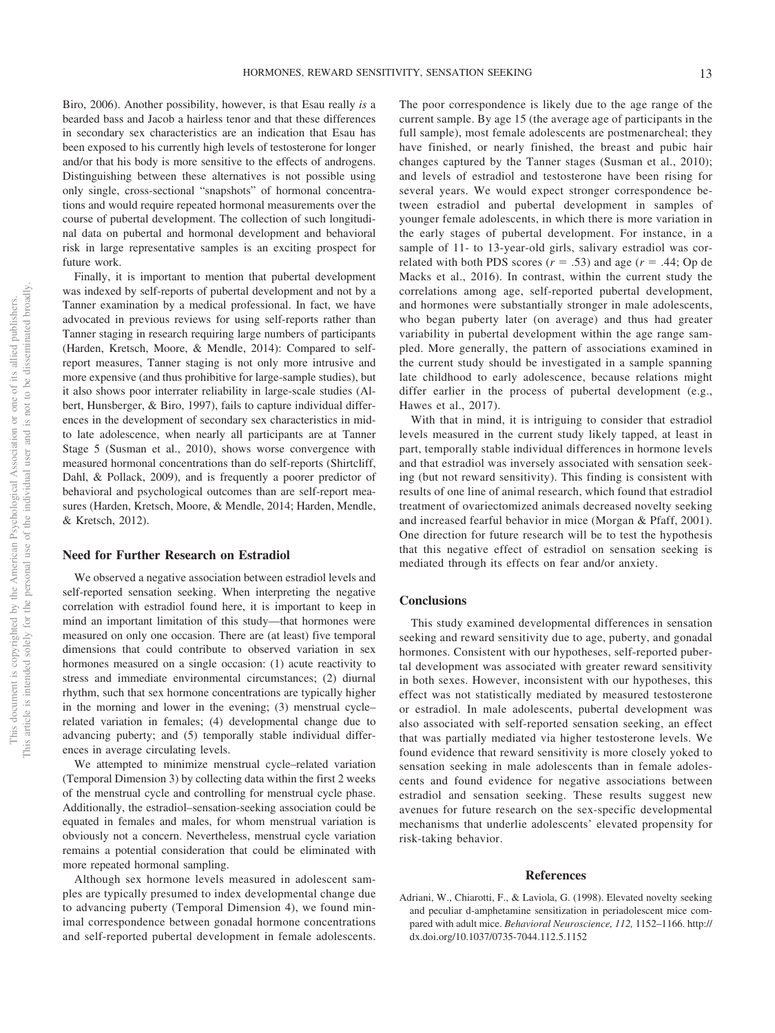Biro, 2006). Another possibility, however, is that Esau really *is* a bearded bass and Jacob a hairless tenor and that these differences in secondary sex characteristics are an indication that Esau has been exposed to his currently high levels of testosterone for longer and/or that his body is more sensitive to the effects of androgens. Distinguishing between these alternatives is not possible using only single, cross-sectional "snapshots" of hormonal concentrations and would require repeated hormonal measurements over the course of pubertal development. The collection of such longitudinal data on pubertal and hormonal development and behavioral risk in large representative samples is an exciting prospect for future work.

Finally, it is important to mention that pubertal development was indexed by self-reports of pubertal development and not by a Tanner examination by a medical professional. In fact, we have advocated in previous reviews for using self-reports rather than Tanner staging in research requiring large numbers of participants (Harden, Kretsch, Moore, & Mendle, 2014): Compared to self-report measures, Tanner staging is not only more intrusive and more expensive (and thus prohibitive for large-sample studies), but it also shows poor interrater reliability in large-scale studies (Albert, Hunsberger, & Biro, 1997), fails to capture individual differences in the development of secondary sex characteristics in mid- to late adolescence, when nearly all participants are at Tanner Stage 5 (Susman et al., 2010), shows worse convergence with measured hormonal concentrations than do self-reports (Shirtcliff, Dahl, & Pollack, 2009), and is frequently a poorer predictor of behavioral and psychological outcomes than are self-report measures (Harden, Kretsch, Moore, & Mendle, 2014; Harden, Mendle, & Kretsch, 2012).

### Need for Further Research on Estradiol

We observed a negative association between estradiol levels and self-reported sensation seeking. When interpreting the negative correlation with estradiol found here, it is important to keep in mind an important limitation of this study—that hormones were measured on only one occasion. There are (at least) five temporal dimensions that could contribute to observed variation in sex hormones measured on a single occasion: (1) acute reactivity to stress and immediate environmental circumstances; (2) diurnal rhythm, such that sex hormone concentrations are typically higher in the morning and lower in the evening; (3) menstrual cycle–related variation in females; (4) developmental change due to advancing puberty; and (5) temporally stable individual differences in average circulating levels.

We attempted to minimize menstrual cycle–related variation (Temporal Dimension 3) by collecting data within the first 2 weeks of the menstrual cycle and controlling for menstrual cycle phase. Additionally, the estradiol–sensation-seeking association could be equated in females and males, for whom menstrual variation is obviously not a concern. Nevertheless, menstrual cycle variation remains a potential consideration that could be eliminated with more repeated hormonal sampling.

Although sex hormone levels measured in adolescent samples are typically presumed to index developmental change due to advancing puberty (Temporal Dimension 4), we found minimal correspondence between gonadal hormone concentrations and self-reported pubertal development in female adolescents. The poor correspondence is likely due to the age range of the current sample. By age 15 (the average age of participants in the full sample), most female adolescents are postmenarcheal; they have finished, or nearly finished, the breast and pubic hair changes captured by the Tanner stages (Susman et al., 2010); and levels of estradiol and testosterone have been rising for several years. We would expect stronger correspondence between estradiol and pubertal development in samples of younger female adolescents, in which there is more variation in the early stages of pubertal development. For instance, in a sample of 11- to 13-year-old girls, salivary estradiol was correlated with both PDS scores ($r = .53$) and age ($r = .44$; Op de Macks et al., 2016). In contrast, within the current study the correlations among age, self-reported pubertal development, and hormones were substantially stronger in male adolescents, who began puberty later (on average) and thus had greater variability in pubertal development within the age range sampled. More generally, the pattern of associations examined in the current study should be investigated in a sample spanning late childhood to early adolescence, because relations might differ earlier in the process of pubertal development (e.g., Hawes et al., 2017).

With that in mind, it is intriguing to consider that estradiol levels measured in the current study likely tapped, at least in part, temporally stable individual differences in hormone levels and that estradiol was inversely associated with sensation seeking (but not reward sensitivity). This finding is consistent with results of one line of animal research, which found that estradiol treatment of ovariectomized animals decreased novelty seeking and increased fearful behavior in mice (Morgan & Pfaff, 2001). One direction for future research will be to test the hypothesis that this negative effect of estradiol on sensation seeking is mediated through its effects on fear and/or anxiety.

## Conclusions

This study examined developmental differences in sensation seeking and reward sensitivity due to age, puberty, and gonadal hormones. Consistent with our hypotheses, self-reported pubertal development was associated with greater reward sensitivity in both sexes. However, inconsistent with our hypotheses, this effect was not statistically mediated by measured testosterone or estradiol. In male adolescents, pubertal development was also associated with self-reported sensation seeking, an effect that was partially mediated via higher testosterone levels. We found evidence that reward sensitivity is more closely yoked to sensation seeking in male adolescents than in female adolescents and found evidence for negative associations between estradiol and sensation seeking. These results suggest new avenues for future research on the sex-specific developmental mechanisms that underlie adolescents' elevated propensity for risk-taking behavior.

## References

Adriani, W., Chiarotti, F., & Laviola, G. (1998). Elevated novelty seeking and peculiar d-amphetamine sensitization in periadolescent mice compared with adult mice. *Behavioral Neuroscience, 112,* 1152–1166. http://dx.doi.org/10.1037/0735-7044.112.5.1152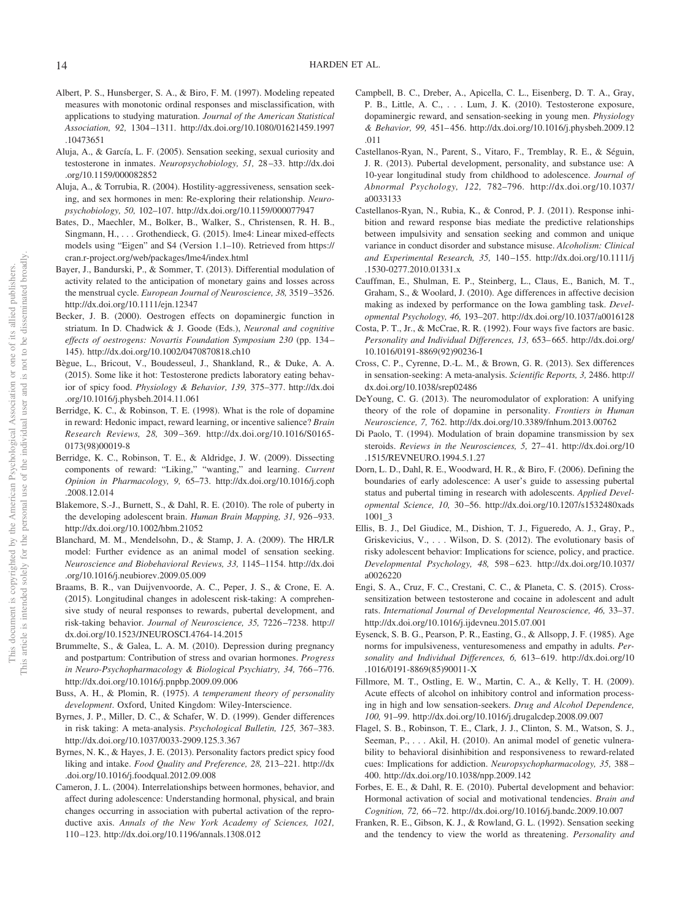Albert, P. S., Hunsberger, S. A., & Biro, F. M. (1997). Modeling repeated measures with monotonic ordinal responses and misclassification, with applications to studying maturation. *Journal of the American Statistical Association, 92,* 1304–1311. http://dx.doi.org/10.1080/01621459.1997.10473651

Aluja, A., & García, L. F. (2005). Sensation seeking, sexual curiosity and testosterone in inmates. *Neuropsychobiology, 51,* 28–33. http://dx.doi.org/10.1159/000082852

Aluja, A., & Torrubia, R. (2004). Hostility-aggressiveness, sensation seeking, and sex hormones in men: Re-exploring their relationship. *Neuropsychobiology, 50,* 102–107. http://dx.doi.org/10.1159/000077947

Bates, D., Maechler, M., Bolker, B., Walker, S., Christensen, R. H. B., Singmann, H., . . . Grothendieck, G. (2015). lme4: Linear mixed-effects models using "Eigen" and S4 (Version 1.1–10). Retrieved from https://cran.r-project.org/web/packages/lme4/index.html

Bayer, J., Bandurski, P., & Sommer, T. (2013). Differential modulation of activity related to the anticipation of monetary gains and losses across the menstrual cycle. *European Journal of Neuroscience, 38,* 3519–3526. http://dx.doi.org/10.1111/ejn.12347

Becker, J. B. (2000). Oestrogen effects on dopaminergic function in striatum. In D. Chadwick & J. Goode (Eds.), *Neuronal and cognitive effects of oestrogens: Novartis Foundation Symposium 230* (pp. 134–145). http://dx.doi.org/10.1002/0470870818.ch10

Bègue, L., Bricout, V., Boudesseul, J., Shankland, R., & Duke, A. A. (2015). Some like it hot: Testosterone predicts laboratory eating behavior of spicy food. *Physiology & Behavior, 139,* 375–377. http://dx.doi.org/10.1016/j.physbeh.2014.11.061

Berridge, K. C., & Robinson, T. E. (1998). What is the role of dopamine in reward: Hedonic impact, reward learning, or incentive salience? *Brain Research Reviews, 28,* 309–369. http://dx.doi.org/10.1016/S0165-0173(98)00019-8

Berridge, K. C., Robinson, T. E., & Aldridge, J. W. (2009). Dissecting components of reward: "Liking," "wanting," and learning. *Current Opinion in Pharmacology, 9,* 65–73. http://dx.doi.org/10.1016/j.coph.2008.12.014

Blakemore, S.-J., Burnett, S., & Dahl, R. E. (2010). The role of puberty in the developing adolescent brain. *Human Brain Mapping, 31,* 926–933. http://dx.doi.org/10.1002/hbm.21052

Blanchard, M. M., Mendelsohn, D., & Stamp, J. A. (2009). The HR/LR model: Further evidence as an animal model of sensation seeking. *Neuroscience and Biobehavioral Reviews, 33,* 1145–1154. http://dx.doi.org/10.1016/j.neubiorev.2009.05.009

Braams, B. R., van Duijvenvoorde, A. C., Peper, J. S., & Crone, E. A. (2015). Longitudinal changes in adolescent risk-taking: A comprehensive study of neural responses to rewards, pubertal development, and risk-taking behavior. *Journal of Neuroscience, 35,* 7226–7238. http://dx.doi.org/10.1523/JNEUROSCI.4764-14.2015

Brummelte, S., & Galea, L. A. M. (2010). Depression during pregnancy and postpartum: Contribution of stress and ovarian hormones. *Progress in Neuro-Psychopharmacology & Biological Psychiatry, 34,* 766–776. http://dx.doi.org/10.1016/j.pnpbp.2009.09.006

Buss, A. H., & Plomin, R. (1975). *A temperament theory of personality development*. Oxford, United Kingdom: Wiley-Interscience.

Byrnes, J. P., Miller, D. C., & Schafer, W. D. (1999). Gender differences in risk taking: A meta-analysis. *Psychological Bulletin, 125,* 367–383. http://dx.doi.org/10.1037/0033-2909.125.3.367

Byrnes, N. K., & Hayes, J. E. (2013). Personality factors predict spicy food liking and intake. *Food Quality and Preference, 28,* 213–221. http://dx.doi.org/10.1016/j.foodqual.2012.09.008

Cameron, J. L. (2004). Interrelationships between hormones, behavior, and affect during adolescence: Understanding hormonal, physical, and brain changes occurring in association with pubertal activation of the reproductive axis. *Annals of the New York Academy of Sciences, 1021,* 110–123. http://dx.doi.org/10.1196/annals.1308.012

Campbell, B. C., Dreber, A., Apicella, C. L., Eisenberg, D. T. A., Gray, P. B., Little, A. C., . . . Lum, J. K. (2010). Testosterone exposure, dopaminergic reward, and sensation-seeking in young men. *Physiology & Behavior, 99,* 451–456. http://dx.doi.org/10.1016/j.physbeh.2009.12.011

Castellanos-Ryan, N., Parent, S., Vitaro, F., Tremblay, R. E., & Séguin, J. R. (2013). Pubertal development, personality, and substance use: A 10-year longitudinal study from childhood to adolescence. *Journal of Abnormal Psychology, 122,* 782–796. http://dx.doi.org/10.1037/a0033133

Castellanos-Ryan, N., Rubia, K., & Conrod, P. J. (2011). Response inhibition and reward response bias mediate the predictive relationships between impulsivity and sensation seeking and common and unique variance in conduct disorder and substance misuse. *Alcoholism: Clinical and Experimental Research, 35,* 140–155. http://dx.doi.org/10.1111/j.1530-0277.2010.01331.x

Cauffman, E., Shulman, E. P., Steinberg, L., Claus, E., Banich, M. T., Graham, S., & Woolard, J. (2010). Age differences in affective decision making as indexed by performance on the Iowa gambling task. *Developmental Psychology, 46,* 193–207. http://dx.doi.org/10.1037/a0016128

Costa, P. T., Jr., & McCrae, R. R. (1992). Four ways five factors are basic. *Personality and Individual Differences, 13,* 653–665. http://dx.doi.org/10.1016/0191-8869(92)90236-I

Cross, C. P., Cyrenne, D.-L. M., & Brown, G. R. (2013). Sex differences in sensation-seeking: A meta-analysis. *Scientific Reports, 3,* 2486. http://dx.doi.org/10.1038/srep02486

DeYoung, C. G. (2013). The neuromodulator of exploration: A unifying theory of the role of dopamine in personality. *Frontiers in Human Neuroscience, 7,* 762. http://dx.doi.org/10.3389/fnhum.2013.00762

Di Paolo, T. (1994). Modulation of brain dopamine transmission by sex steroids. *Reviews in the Neurosciences, 5,* 27–41. http://dx.doi.org/10.1515/REVNEURO.1994.5.1.27

Dorn, L. D., Dahl, R. E., Woodward, H. R., & Biro, F. (2006). Defining the boundaries of early adolescence: A user's guide to assessing pubertal status and pubertal timing in research with adolescents. *Applied Developmental Science, 10,* 30–56. http://dx.doi.org/10.1207/s1532480xads1001_3

Ellis, B. J., Del Giudice, M., Dishion, T. J., Figueredo, A. J., Gray, P., Griskevicius, V., . . . Wilson, D. S. (2012). The evolutionary basis of risky adolescent behavior: Implications for science, policy, and practice. *Developmental Psychology, 48,* 598–623. http://dx.doi.org/10.1037/a0026220

Engi, S. A., Cruz, F. C., Crestani, C. C., & Planeta, C. S. (2015). Cross-sensitization between testosterone and cocaine in adolescent and adult rats. *International Journal of Developmental Neuroscience, 46,* 33–37. http://dx.doi.org/10.1016/j.ijdevneu.2015.07.001

Eysenck, S. B. G., Pearson, P. R., Easting, G., & Allsopp, J. F. (1985). Age norms for impulsiveness, venturesomeness and empathy in adults. *Personality and Individual Differences, 6,* 613–619. http://dx.doi.org/10.1016/0191-8869(85)90011-X

Fillmore, M. T., Ostling, E. W., Martin, C. A., & Kelly, T. H. (2009). Acute effects of alcohol on inhibitory control and information processing in high and low sensation-seekers. *Drug and Alcohol Dependence, 100,* 91–99. http://dx.doi.org/10.1016/j.drugalcdep.2008.09.007

Flagel, S. B., Robinson, T. E., Clark, J. J., Clinton, S. M., Watson, S. J., Seeman, P., . . . Akil, H. (2010). An animal model of genetic vulnerability to behavioral disinhibition and responsiveness to reward-related cues: Implications for addiction. *Neuropsychopharmacology, 35,* 388–400. http://dx.doi.org/10.1038/npp.2009.142

Forbes, E. E., & Dahl, R. E. (2010). Pubertal development and behavior: Hormonal activation of social and motivational tendencies. *Brain and Cognition, 72,* 66–72. http://dx.doi.org/10.1016/j.bandc.2009.10.007

Franken, R. E., Gibson, K. J., & Rowland, G. L. (1992). Sensation seeking and the tendency to view the world as threatening. *Personality and*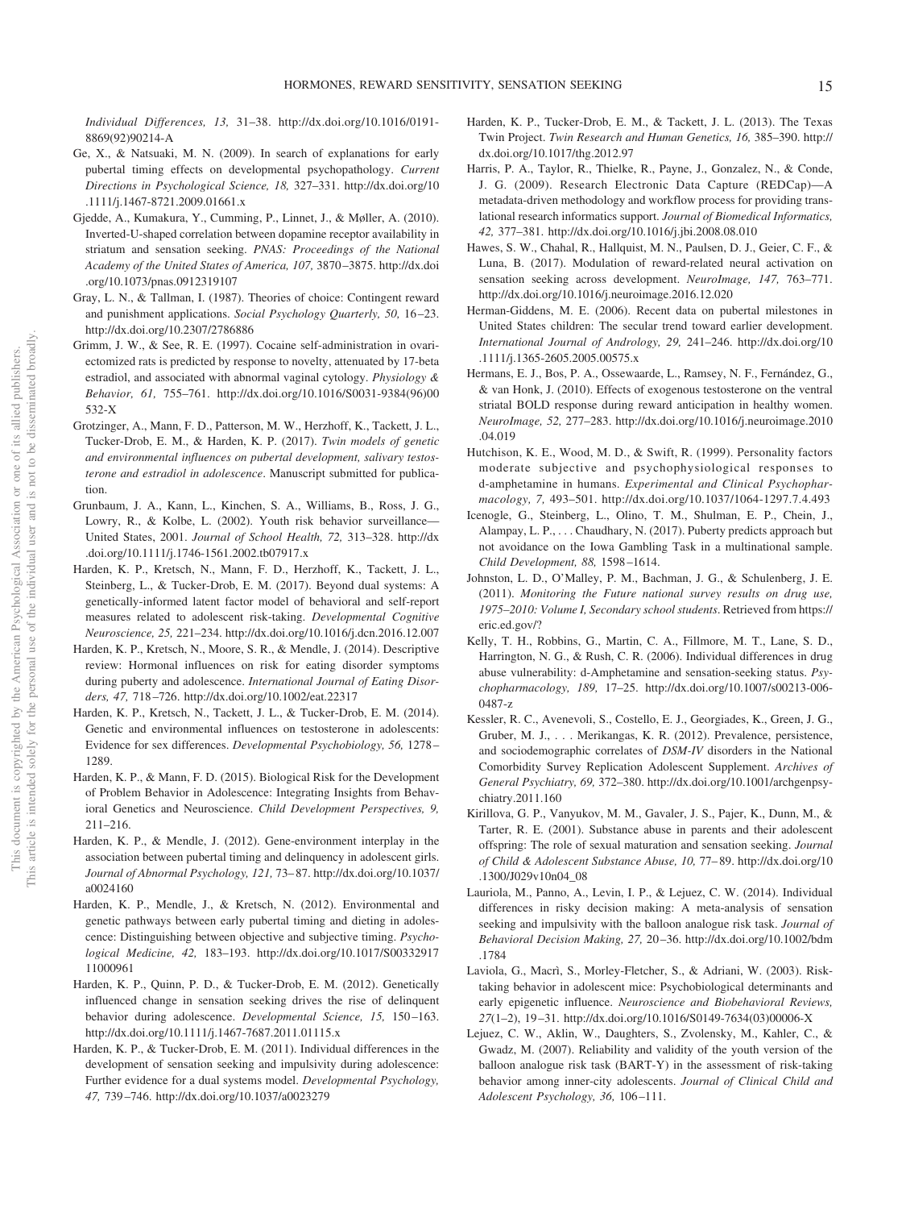*Individual Differences, 13,* 31–38. http://dx.doi.org/10.1016/0191-8869(92)90214-A

Ge, X., & Natsuaki, M. N. (2009). In search of explanations for early pubertal timing effects on developmental psychopathology. *Current Directions in Psychological Science, 18,* 327–331. http://dx.doi.org/10.1111/j.1467-8721.2009.01661.x

Gjedde, A., Kumakura, Y., Cumming, P., Linnet, J., & Møller, A. (2010). Inverted-U-shaped correlation between dopamine receptor availability in striatum and sensation seeking. *PNAS: Proceedings of the National Academy of the United States of America, 107,* 3870–3875. http://dx.doi.org/10.1073/pnas.0912319107

Gray, L. N., & Tallman, I. (1987). Theories of choice: Contingent reward and punishment applications. *Social Psychology Quarterly, 50,* 16–23. http://dx.doi.org/10.2307/2786886

Grimm, J. W., & See, R. E. (1997). Cocaine self-administration in ovariectomized rats is predicted by response to novelty, attenuated by 17-beta estradiol, and associated with abnormal vaginal cytology. *Physiology & Behavior, 61,* 755–761. http://dx.doi.org/10.1016/S0031-9384(96)00532-X

Grotzinger, A., Mann, F. D., Patterson, M. W., Herzhoff, K., Tackett, J. L., Tucker-Drob, E. M., & Harden, K. P. (2017). *Twin models of genetic and environmental influences on pubertal development, salivary testosterone and estradiol in adolescence*. Manuscript submitted for publication.

Grunbaum, J. A., Kann, L., Kinchen, S. A., Williams, B., Ross, J. G., Lowry, R., & Kolbe, L. (2002). Youth risk behavior surveillance—United States, 2001. *Journal of School Health, 72,* 313–328. http://dx.doi.org/10.1111/j.1746-1561.2002.tb07917.x

Harden, K. P., Kretsch, N., Mann, F. D., Herzhoff, K., Tackett, J. L., Steinberg, L., & Tucker-Drob, E. M. (2017). Beyond dual systems: A genetically-informed latent factor model of behavioral and self-report measures related to adolescent risk-taking. *Developmental Cognitive Neuroscience, 25,* 221–234. http://dx.doi.org/10.1016/j.dcn.2016.12.007

Harden, K. P., Kretsch, N., Moore, S. R., & Mendle, J. (2014). Descriptive review: Hormonal influences on risk for eating disorder symptoms during puberty and adolescence. *International Journal of Eating Disorders, 47,* 718–726. http://dx.doi.org/10.1002/eat.22317

Harden, K. P., Kretsch, N., Tackett, J. L., & Tucker-Drob, E. M. (2014). Genetic and environmental influences on testosterone in adolescents: Evidence for sex differences. *Developmental Psychobiology, 56,* 1278–1289.

Harden, K. P., & Mann, F. D. (2015). Biological Risk for the Development of Problem Behavior in Adolescence: Integrating Insights from Behavioral Genetics and Neuroscience. *Child Development Perspectives, 9,* 211–216.

Harden, K. P., & Mendle, J. (2012). Gene-environment interplay in the association between pubertal timing and delinquency in adolescent girls. *Journal of Abnormal Psychology, 121,* 73–87. http://dx.doi.org/10.1037/a0024160

Harden, K. P., Mendle, J., & Kretsch, N. (2012). Environmental and genetic pathways between early pubertal timing and dieting in adolescence: Distinguishing between objective and subjective timing. *Psychological Medicine, 42,* 183–193. http://dx.doi.org/10.1017/S0033291711000961

Harden, K. P., Quinn, P. D., & Tucker-Drob, E. M. (2012). Genetically influenced change in sensation seeking drives the rise of delinquent behavior during adolescence. *Developmental Science, 15,* 150–163. http://dx.doi.org/10.1111/j.1467-7687.2011.01115.x

Harden, K. P., & Tucker-Drob, E. M. (2011). Individual differences in the development of sensation seeking and impulsivity during adolescence: Further evidence for a dual systems model. *Developmental Psychology, 47,* 739–746. http://dx.doi.org/10.1037/a0023279

Harden, K. P., Tucker-Drob, E. M., & Tackett, J. L. (2013). The Texas Twin Project. *Twin Research and Human Genetics, 16,* 385–390. http://dx.doi.org/10.1017/thg.2012.97

Harris, P. A., Taylor, R., Thielke, R., Payne, J., Gonzalez, N., & Conde, J. G. (2009). Research Electronic Data Capture (REDCap)—A metadata-driven methodology and workflow process for providing translational research informatics support. *Journal of Biomedical Informatics, 42,* 377–381. http://dx.doi.org/10.1016/j.jbi.2008.08.010

Hawes, S. W., Chahal, R., Hallquist, M. N., Paulsen, D. J., Geier, C. F., & Luna, B. (2017). Modulation of reward-related neural activation on sensation seeking across development. *NeuroImage, 147,* 763–771. http://dx.doi.org/10.1016/j.neuroimage.2016.12.020

Herman-Giddens, M. E. (2006). Recent data on pubertal milestones in United States children: The secular trend toward earlier development. *International Journal of Andrology, 29,* 241–246. http://dx.doi.org/10.1111/j.1365-2605.2005.00575.x

Hermans, E. J., Bos, P. A., Ossewaarde, L., Ramsey, N. F., Fernández, G., & van Honk, J. (2010). Effects of exogenous testosterone on the ventral striatal BOLD response during reward anticipation in healthy women. *NeuroImage, 52,* 277–283. http://dx.doi.org/10.1016/j.neuroimage.2010.04.019

Hutchison, K. E., Wood, M. D., & Swift, R. (1999). Personality factors moderate subjective and psychophysiological responses to d-amphetamine in humans. *Experimental and Clinical Psychopharmacology, 7,* 493–501. http://dx.doi.org/10.1037/1064-1297.7.4.493

Icenogle, G., Steinberg, L., Olino, T. M., Shulman, E. P., Chein, J., Alampay, L. P., . . . Chaudhary, N. (2017). Puberty predicts approach but not avoidance on the Iowa Gambling Task in a multinational sample. *Child Development, 88,* 1598–1614.

Johnston, L. D., O'Malley, P. M., Bachman, J. G., & Schulenberg, J. E. (2011). *Monitoring the Future national survey results on drug use, 1975–2010: Volume I, Secondary school students*. Retrieved from https://eric.ed.gov/?

Kelly, T. H., Robbins, G., Martin, C. A., Fillmore, M. T., Lane, S. D., Harrington, N. G., & Rush, C. R. (2006). Individual differences in drug abuse vulnerability: d-Amphetamine and sensation-seeking status. *Psychopharmacology, 189,* 17–25. http://dx.doi.org/10.1007/s00213-006-0487-z

Kessler, R. C., Avenevoli, S., Costello, E. J., Georgiades, K., Green, J. G., Gruber, M. J., . . . Merikangas, K. R. (2012). Prevalence, persistence, and sociodemographic correlates of *DSM-IV* disorders in the National Comorbidity Survey Replication Adolescent Supplement. *Archives of General Psychiatry, 69,* 372–380. http://dx.doi.org/10.1001/archgenpsychiatry.2011.160

Kirillova, G. P., Vanyukov, M. M., Gavaler, J. S., Pajer, K., Dunn, M., & Tarter, R. E. (2001). Substance abuse in parents and their adolescent offspring: The role of sexual maturation and sensation seeking. *Journal of Child & Adolescent Substance Abuse, 10,* 77–89. http://dx.doi.org/10.1300/J029v10n04_08

Lauriola, M., Panno, A., Levin, I. P., & Lejuez, C. W. (2014). Individual differences in risky decision making: A meta-analysis of sensation seeking and impulsivity with the balloon analogue risk task. *Journal of Behavioral Decision Making, 27,* 20–36. http://dx.doi.org/10.1002/bdm.1784

Laviola, G., Macrì, S., Morley-Fletcher, S., & Adriani, W. (2003). Risk-taking behavior in adolescent mice: Psychobiological determinants and early epigenetic influence. *Neuroscience and Biobehavioral Reviews, 27*(1–2), 19–31. http://dx.doi.org/10.1016/S0149-7634(03)00006-X

Lejuez, C. W., Aklin, W., Daughters, S., Zvolensky, M., Kahler, C., & Gwadz, M. (2007). Reliability and validity of the youth version of the balloon analogue risk task (BART-Y) in the assessment of risk-taking behavior among inner-city adolescents. *Journal of Clinical Child and Adolescent Psychology, 36,* 106–111.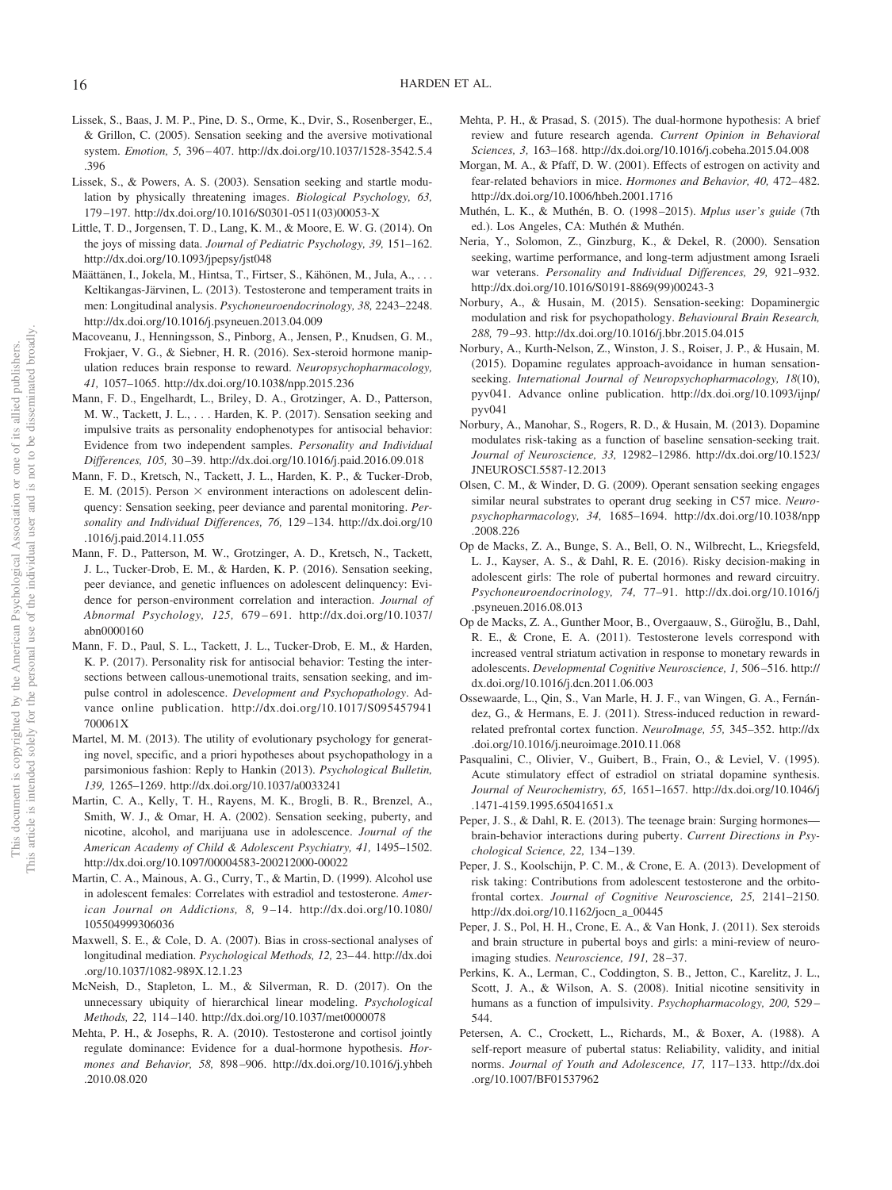Lissek, S., Baas, J. M. P., Pine, D. S., Orme, K., Dvir, S., Rosenberger, E., & Grillon, C. (2005). Sensation seeking and the aversive motivational system. *Emotion, 5,* 396–407. http://dx.doi.org/10.1037/1528-3542.5.4.396

Lissek, S., & Powers, A. S. (2003). Sensation seeking and startle modulation by physically threatening images. *Biological Psychology, 63,* 179–197. http://dx.doi.org/10.1016/S0301-0511(03)00053-X

Little, T. D., Jorgensen, T. D., Lang, K. M., & Moore, E. W. G. (2014). On the joys of missing data. *Journal of Pediatric Psychology, 39,* 151–162. http://dx.doi.org/10.1093/jpepsy/jst048

Määttänen, I., Jokela, M., Hintsa, T., Firtser, S., Kähönen, M., Jula, A., . . . Keltikangas-Järvinen, L. (2013). Testosterone and temperament traits in men: Longitudinal analysis. *Psychoneuroendocrinology, 38,* 2243–2248. http://dx.doi.org/10.1016/j.psyneuen.2013.04.009

Macoveanu, J., Henningsson, S., Pinborg, A., Jensen, P., Knudsen, G. M., Frokjaer, V. G., & Siebner, H. R. (2016). Sex-steroid hormone manipulation reduces brain response to reward. *Neuropsychopharmacology, 41,* 1057–1065. http://dx.doi.org/10.1038/npp.2015.236

Mann, F. D., Engelhardt, L., Briley, D. A., Grotzinger, A. D., Patterson, M. W., Tackett, J. L., . . . Harden, K. P. (2017). Sensation seeking and impulsive traits as personality endophenotypes for antisocial behavior: Evidence from two independent samples. *Personality and Individual Differences, 105,* 30–39. http://dx.doi.org/10.1016/j.paid.2016.09.018

Mann, F. D., Kretsch, N., Tackett, J. L., Harden, K. P., & Tucker-Drob, E. M. (2015). Person × environment interactions on adolescent delinquency: Sensation seeking, peer deviance and parental monitoring. *Personality and Individual Differences, 76,* 129–134. http://dx.doi.org/10.1016/j.paid.2014.11.055

Mann, F. D., Patterson, M. W., Grotzinger, A. D., Kretsch, N., Tackett, J. L., Tucker-Drob, E. M., & Harden, K. P. (2016). Sensation seeking, peer deviance, and genetic influences on adolescent delinquency: Evidence for person-environment correlation and interaction. *Journal of Abnormal Psychology, 125,* 679–691. http://dx.doi.org/10.1037/abn0000160

Mann, F. D., Paul, S. L., Tackett, J. L., Tucker-Drob, E. M., & Harden, K. P. (2017). Personality risk for antisocial behavior: Testing the intersections between callous-unemotional traits, sensation seeking, and impulse control in adolescence. *Development and Psychopathology*. Advance online publication. http://dx.doi.org/10.1017/S095457941700061X

Martel, M. M. (2013). The utility of evolutionary psychology for generating novel, specific, and a priori hypotheses about psychopathology in a parsimonious fashion: Reply to Hankin (2013). *Psychological Bulletin, 139,* 1265–1269. http://dx.doi.org/10.1037/a0033241

Martin, C. A., Kelly, T. H., Rayens, M. K., Brogli, B. R., Brenzel, A., Smith, W. J., & Omar, H. A. (2002). Sensation seeking, puberty, and nicotine, alcohol, and marijuana use in adolescence. *Journal of the American Academy of Child & Adolescent Psychiatry, 41,* 1495–1502. http://dx.doi.org/10.1097/00004583-200212000-00022

Martin, C. A., Mainous, A. G., Curry, T., & Martin, D. (1999). Alcohol use in adolescent females: Correlates with estradiol and testosterone. *American Journal on Addictions, 8,* 9–14. http://dx.doi.org/10.1080/105504999306036

Maxwell, S. E., & Cole, D. A. (2007). Bias in cross-sectional analyses of longitudinal mediation. *Psychological Methods, 12,* 23–44. http://dx.doi.org/10.1037/1082-989X.12.1.23

McNeish, D., Stapleton, L. M., & Silverman, R. D. (2017). On the unnecessary ubiquity of hierarchical linear modeling. *Psychological Methods, 22,* 114–140. http://dx.doi.org/10.1037/met0000078

Mehta, P. H., & Josephs, R. A. (2010). Testosterone and cortisol jointly regulate dominance: Evidence for a dual-hormone hypothesis. *Hormones and Behavior, 58,* 898–906. http://dx.doi.org/10.1016/j.yhbeh.2010.08.020

Mehta, P. H., & Prasad, S. (2015). The dual-hormone hypothesis: A brief review and future research agenda. *Current Opinion in Behavioral Sciences, 3,* 163–168. http://dx.doi.org/10.1016/j.cobeha.2015.04.008

Morgan, M. A., & Pfaff, D. W. (2001). Effects of estrogen on activity and fear-related behaviors in mice. *Hormones and Behavior, 40,* 472–482. http://dx.doi.org/10.1006/hbeh.2001.1716

Muthén, L. K., & Muthén, B. O. (1998–2015). *Mplus user's guide* (7th ed.). Los Angeles, CA: Muthén & Muthén.

Neria, Y., Solomon, Z., Ginzburg, K., & Dekel, R. (2000). Sensation seeking, wartime performance, and long-term adjustment among Israeli war veterans. *Personality and Individual Differences, 29,* 921–932. http://dx.doi.org/10.1016/S0191-8869(99)00243-3

Norbury, A., & Husain, M. (2015). Sensation-seeking: Dopaminergic modulation and risk for psychopathology. *Behavioural Brain Research, 288,* 79–93. http://dx.doi.org/10.1016/j.bbr.2015.04.015

Norbury, A., Kurth-Nelson, Z., Winston, J. S., Roiser, J. P., & Husain, M. (2015). Dopamine regulates approach-avoidance in human sensation-seeking. *International Journal of Neuropsychopharmacology, 18*(10), pyv041. Advance online publication. http://dx.doi.org/10.1093/ijnp/pyv041

Norbury, A., Manohar, S., Rogers, R. D., & Husain, M. (2013). Dopamine modulates risk-taking as a function of baseline sensation-seeking trait. *Journal of Neuroscience, 33,* 12982–12986. http://dx.doi.org/10.1523/JNEUROSCI.5587-12.2013

Olsen, C. M., & Winder, D. G. (2009). Operant sensation seeking engages similar neural substrates to operant drug seeking in C57 mice. *Neuropsychopharmacology, 34,* 1685–1694. http://dx.doi.org/10.1038/npp.2008.226

Op de Macks, Z. A., Bunge, S. A., Bell, O. N., Wilbrecht, L., Kriegsfeld, L. J., Kayser, A. S., & Dahl, R. E. (2016). Risky decision-making in adolescent girls: The role of pubertal hormones and reward circuitry. *Psychoneuroendocrinology, 74,* 77–91. http://dx.doi.org/10.1016/j.psyneuen.2016.08.013

Op de Macks, Z. A., Gunther Moor, B., Overgaauw, S., Güroğlu, B., Dahl, R. E., & Crone, E. A. (2011). Testosterone levels correspond with increased ventral striatum activation in response to monetary rewards in adolescents. *Developmental Cognitive Neuroscience, 1,* 506–516. http://dx.doi.org/10.1016/j.dcn.2011.06.003

Ossewaarde, L., Qin, S., Van Marle, H. J. F., van Wingen, G. A., Fernández, G., & Hermans, E. J. (2011). Stress-induced reduction in reward-related prefrontal cortex function. *NeuroImage, 55,* 345–352. http://dx.doi.org/10.1016/j.neuroimage.2010.11.068

Pasqualini, C., Olivier, V., Guibert, B., Frain, O., & Leviel, V. (1995). Acute stimulatory effect of estradiol on striatal dopamine synthesis. *Journal of Neurochemistry, 65,* 1651–1657. http://dx.doi.org/10.1046/j.1471-4159.1995.65041651.x

Peper, J. S., & Dahl, R. E. (2013). The teenage brain: Surging hormones—brain-behavior interactions during puberty. *Current Directions in Psychological Science, 22,* 134–139.

Peper, J. S., Koolschijn, P. C. M., & Crone, E. A. (2013). Development of risk taking: Contributions from adolescent testosterone and the orbito-frontal cortex. *Journal of Cognitive Neuroscience, 25,* 2141–2150. http://dx.doi.org/10.1162/jocn_a_00445

Peper, J. S., Pol, H. H., Crone, E. A., & Van Honk, J. (2011). Sex steroids and brain structure in pubertal boys and girls: a mini-review of neuroimaging studies. *Neuroscience, 191,* 28–37.

Perkins, K. A., Lerman, C., Coddington, S. B., Jetton, C., Karelitz, J. L., Scott, J. A., & Wilson, A. S. (2008). Initial nicotine sensitivity in humans as a function of impulsivity. *Psychopharmacology, 200,* 529–544.

Petersen, A. C., Crockett, L., Richards, M., & Boxer, A. (1988). A self-report measure of pubertal status: Reliability, validity, and initial norms. *Journal of Youth and Adolescence, 17,* 117–133. http://dx.doi.org/10.1007/BF01537962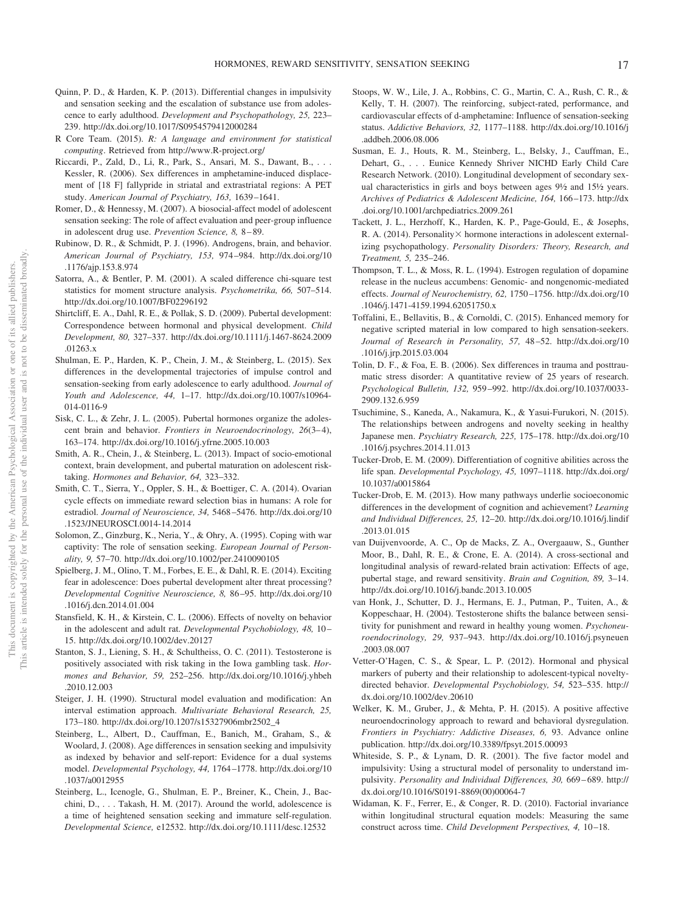Quinn, P. D., & Harden, K. P. (2013). Differential changes in impulsivity and sensation seeking and the escalation of substance use from adolescence to early adulthood. *Development and Psychopathology, 25,* 223–239. http://dx.doi.org/10.1017/S0954579412000284

R Core Team. (2015). *R: A language and environment for statistical computing*. Retrieved from http://www.R-project.org/

Riccardi, P., Zald, D., Li, R., Park, S., Ansari, M. S., Dawant, B., . . . Kessler, R. (2006). Sex differences in amphetamine-induced displacement of [18 F] fallypride in striatal and extrastriatal regions: A PET study. *American Journal of Psychiatry, 163,* 1639–1641.

Romer, D., & Hennessy, M. (2007). A biosocial-affect model of adolescent sensation seeking: The role of affect evaluation and peer-group influence in adolescent drug use. *Prevention Science, 8,* 8–89.

Rubinow, D. R., & Schmidt, P. J. (1996). Androgens, brain, and behavior. *American Journal of Psychiatry, 153,* 974–984. http://dx.doi.org/10.1176/ajp.153.8.974

Satorra, A., & Bentler, P. M. (2001). A scaled difference chi-square test statistics for moment structure analysis. *Psychometrika, 66,* 507–514. http://dx.doi.org/10.1007/BF02296192

Shirtcliff, E. A., Dahl, R. E., & Pollak, S. D. (2009). Pubertal development: Correspondence between hormonal and physical development. *Child Development, 80,* 327–337. http://dx.doi.org/10.1111/j.1467-8624.2009.01263.x

Shulman, E. P., Harden, K. P., Chein, J. M., & Steinberg, L. (2015). Sex differences in the developmental trajectories of impulse control and sensation-seeking from early adolescence to early adulthood. *Journal of Youth and Adolescence, 44,* 1–17. http://dx.doi.org/10.1007/s10964-014-0116-9

Sisk, C. L., & Zehr, J. L. (2005). Pubertal hormones organize the adolescent brain and behavior. *Frontiers in Neuroendocrinology, 26*(3–4), 163–174. http://dx.doi.org/10.1016/j.yfrne.2005.10.003

Smith, A. R., Chein, J., & Steinberg, L. (2013). Impact of socio-emotional context, brain development, and pubertal maturation on adolescent risk-taking. *Hormones and Behavior, 64,* 323–332.

Smith, C. T., Sierra, Y., Oppler, S. H., & Boettiger, C. A. (2014). Ovarian cycle effects on immediate reward selection bias in humans: A role for estradiol. *Journal of Neuroscience, 34,* 5468–5476. http://dx.doi.org/10.1523/JNEUROSCI.0014-14.2014

Solomon, Z., Ginzburg, K., Neria, Y., & Ohry, A. (1995). Coping with war captivity: The role of sensation seeking. *European Journal of Personality, 9,* 57–70. http://dx.doi.org/10.1002/per.2410090105

Spielberg, J. M., Olino, T. M., Forbes, E. E., & Dahl, R. E. (2014). Exciting fear in adolescence: Does pubertal development alter threat processing? *Developmental Cognitive Neuroscience, 8,* 86–95. http://dx.doi.org/10.1016/j.dcn.2014.01.004

Stansfield, K. H., & Kirstein, C. L. (2006). Effects of novelty on behavior in the adolescent and adult rat. *Developmental Psychobiology, 48,* 10–15. http://dx.doi.org/10.1002/dev.20127

Stanton, S. J., Liening, S. H., & Schultheiss, O. C. (2011). Testosterone is positively associated with risk taking in the Iowa gambling task. *Hormones and Behavior, 59,* 252–256. http://dx.doi.org/10.1016/j.yhbeh.2010.12.003

Steiger, J. H. (1990). Structural model evaluation and modification: An interval estimation approach. *Multivariate Behavioral Research, 25,* 173–180. http://dx.doi.org/10.1207/s15327906mbr2502_4

Steinberg, L., Albert, D., Cauffman, E., Banich, M., Graham, S., & Woolard, J. (2008). Age differences in sensation seeking and impulsivity as indexed by behavior and self-report: Evidence for a dual systems model. *Developmental Psychology, 44,* 1764–1778. http://dx.doi.org/10.1037/a0012955

Steinberg, L., Icenogle, G., Shulman, E. P., Breiner, K., Chein, J., Bacchini, D., . . . Takash, H. M. (2017). Around the world, adolescence is a time of heightened sensation seeking and immature self-regulation. *Developmental Science,* e12532. http://dx.doi.org/10.1111/desc.12532

Stoops, W. W., Lile, J. A., Robbins, C. G., Martin, C. A., Rush, C. R., & Kelly, T. H. (2007). The reinforcing, subject-rated, performance, and cardiovascular effects of d-amphetamine: Influence of sensation-seeking status. *Addictive Behaviors, 32,* 1177–1188. http://dx.doi.org/10.1016/j.addbeh.2006.08.006

Susman, E. J., Houts, R. M., Steinberg, L., Belsky, J., Cauffman, E., Dehart, G., . . . Eunice Kennedy Shriver NICHD Early Child Care Research Network. (2010). Longitudinal development of secondary sexual characteristics in girls and boys between ages 9½ and 15½ years. *Archives of Pediatrics & Adolescent Medicine, 164,* 166–173. http://dx.doi.org/10.1001/archpediatrics.2009.261

Tackett, J. L., Herzhoff, K., Harden, K. P., Page-Gould, E., & Josephs, R. A. (2014). Personality× hormone interactions in adolescent externalizing psychopathology. *Personality Disorders: Theory, Research, and Treatment, 5,* 235–246.

Thompson, T. L., & Moss, R. L. (1994). Estrogen regulation of dopamine release in the nucleus accumbens: Genomic- and nongenomic-mediated effects. *Journal of Neurochemistry, 62,* 1750–1756. http://dx.doi.org/10.1046/j.1471-4159.1994.62051750.x

Toffalini, E., Bellavitis, B., & Cornoldi, C. (2015). Enhanced memory for negative scripted material in low compared to high sensation-seekers. *Journal of Research in Personality, 57,* 48–52. http://dx.doi.org/10.1016/j.jrp.2015.03.004

Tolin, D. F., & Foa, E. B. (2006). Sex differences in trauma and posttraumatic stress disorder: A quantitative review of 25 years of research. *Psychological Bulletin, 132,* 959–992. http://dx.doi.org/10.1037/0033-2909.132.6.959

Tsuchimine, S., Kaneda, A., Nakamura, K., & Yasui-Furukori, N. (2015). The relationships between androgens and novelty seeking in healthy Japanese men. *Psychiatry Research, 225,* 175–178. http://dx.doi.org/10.1016/j.psychres.2014.11.013

Tucker-Drob, E. M. (2009). Differentiation of cognitive abilities across the life span. *Developmental Psychology, 45,* 1097–1118. http://dx.doi.org/10.1037/a0015864

Tucker-Drob, E. M. (2013). How many pathways underlie socioeconomic differences in the development of cognition and achievement? *Learning and Individual Differences, 25,* 12–20. http://dx.doi.org/10.1016/j.lindif.2013.01.015

van Duijvenvoorde, A. C., Op de Macks, Z. A., Overgaauw, S., Gunther Moor, B., Dahl, R. E., & Crone, E. A. (2014). A cross-sectional and longitudinal analysis of reward-related brain activation: Effects of age, pubertal stage, and reward sensitivity. *Brain and Cognition, 89,* 3–14. http://dx.doi.org/10.1016/j.bandc.2013.10.005

van Honk, J., Schutter, D. J., Hermans, E. J., Putman, P., Tuiten, A., & Koppeschaar, H. (2004). Testosterone shifts the balance between sensitivity for punishment and reward in healthy young women. *Psychoneuroendocrinology, 29,* 937–943. http://dx.doi.org/10.1016/j.psyneuen.2003.08.007

Vetter-O'Hagen, C. S., & Spear, L. P. (2012). Hormonal and physical markers of puberty and their relationship to adolescent-typical novelty-directed behavior. *Developmental Psychobiology, 54,* 523–535. http://dx.doi.org/10.1002/dev.20610

Welker, K. M., Gruber, J., & Mehta, P. H. (2015). A positive affective neuroendocrinology approach to reward and behavioral dysregulation. *Frontiers in Psychiatry: Addictive Diseases, 6,* 93. Advance online publication. http://dx.doi.org/10.3389/fpsyt.2015.00093

Whiteside, S. P., & Lynam, D. R. (2001). The five factor model and impulsivity: Using a structural model of personality to understand impulsivity. *Personality and Individual Differences, 30,* 669–689. http://dx.doi.org/10.1016/S0191-8869(00)00064-7

Widaman, K. F., Ferrer, E., & Conger, R. D. (2010). Factorial invariance within longitudinal structural equation models: Measuring the same construct across time. *Child Development Perspectives, 4,* 10–18.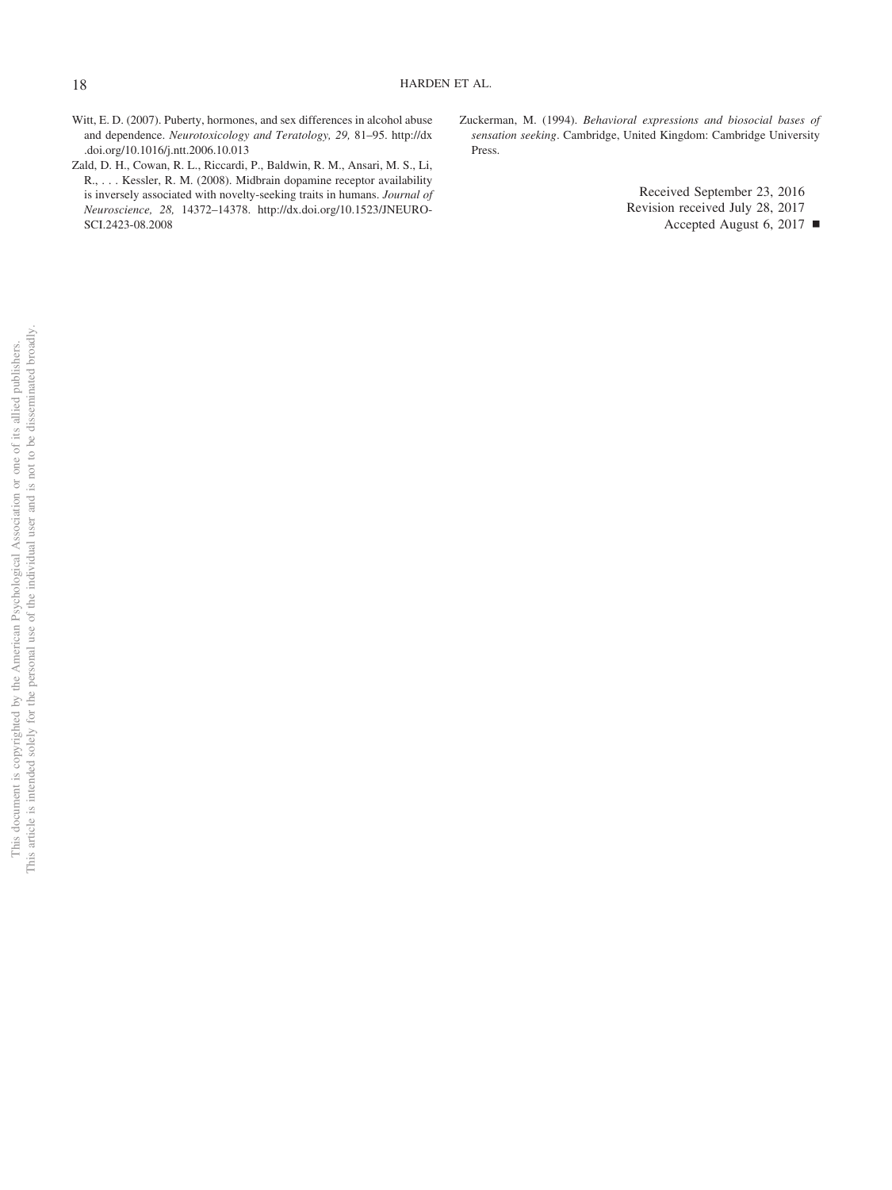Witt, E. D. (2007). Puberty, hormones, and sex differences in alcohol abuse and dependence. *Neurotoxicology and Teratology, 29,* 81–95. http://dx.doi.org/10.1016/j.ntt.2006.10.013

Zald, D. H., Cowan, R. L., Riccardi, P., Baldwin, R. M., Ansari, M. S., Li, R., . . . Kessler, R. M. (2008). Midbrain dopamine receptor availability is inversely associated with novelty-seeking traits in humans. *Journal of Neuroscience, 28,* 14372–14378. http://dx.doi.org/10.1523/JNEUROSCI.2423-08.2008

Zuckerman, M. (1994). *Behavioral expressions and biosocial bases of sensation seeking*. Cambridge, United Kingdom: Cambridge University Press.

Received September 23, 2016
Revision received July 28, 2017
Accepted August 6, 2017 ■